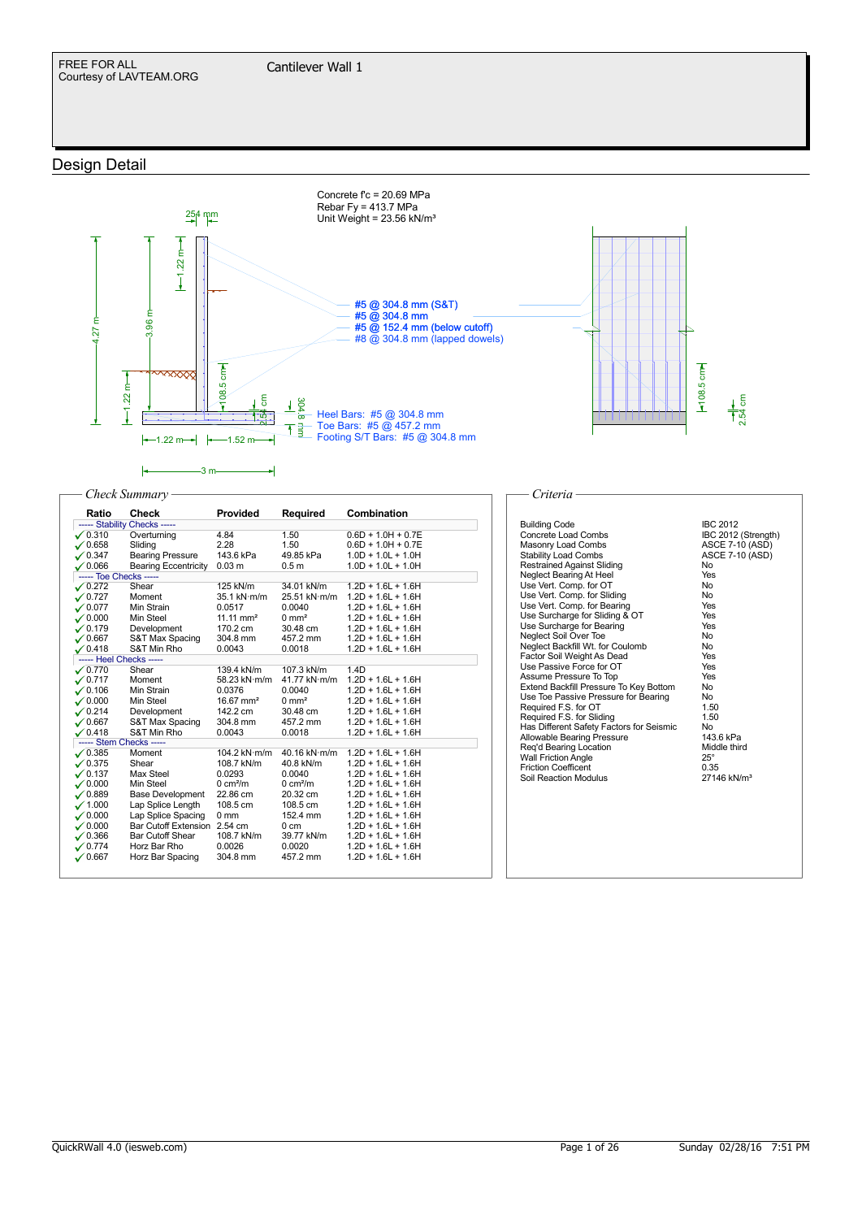FREE FOR ALL
Courtesy of LAVTEAM.ORG

Cantilever Wall 1

## Design Detail

Concrete f'c = 20.69 MPa
Rebar Fy = 413.7 MPa
Unit Weight = 23.56 kN/m³

254 mm
1.22 m
4.27 m
3.96 m
1.22 m
108.5 cm
2.54 cm
304.8 mm
1.22 m
1.52 m
3 m

#5 @ 304.8 mm (S&T)
#5 @ 304.8 mm
#5 @ 152.4 mm (below cutoff)
#8 @ 304.8 mm (lapped dowels)

Heel Bars: #5 @ 304.8 mm
Toe Bars: #5 @ 457.2 mm
Footing S/T Bars: #5 @ 304.8 mm

108.5 cm
2.54 cm

### Check Summary

| Ratio | Check | Provided | Required | Combination |
|---|---|---|---|---|
| ----- Stability Checks ----- | | | | |
| ✓0.310 | Overturning | 4.84 | 1.50 | 0.6D + 1.0H + 0.7E |
| ✓0.658 | Sliding | 2.28 | 1.50 | 0.6D + 1.0H + 0.7E |
| ✓0.347 | Bearing Pressure | 143.6 kPa | 49.85 kPa | 1.0D + 1.0L + 1.0H |
| ✓0.066 | Bearing Eccentricity | 0.03 m | 0.5 m | 1.0D + 1.0L + 1.0H |
| ----- Toe Checks ----- | | | | |
| ✓0.272 | Shear | 125 kN/m | 34.01 kN/m | 1.2D + 1.6L + 1.6H |
| ✓0.727 | Moment | 35.1 kN·m/m | 25.51 kN·m/m | 1.2D + 1.6L + 1.6H |
| ✓0.077 | Min Strain | 0.0517 | 0.0040 | 1.2D + 1.6L + 1.6H |
| ✓0.000 | Min Steel | 11.11 mm² | 0 mm² | 1.2D + 1.6L + 1.6H |
| ✓0.179 | Development | 170.2 cm | 30.48 cm | 1.2D + 1.6L + 1.6H |
| ✓0.667 | S&T Max Spacing | 304.8 mm | 457.2 mm | 1.2D + 1.6L + 1.6H |
| ✓0.418 | S&T Min Rho | 0.0043 | 0.0018 | 1.2D + 1.6L + 1.6H |
| ----- Heel Checks ----- | | | | |
| ✓0.770 | Shear | 139.4 kN/m | 107.3 kN/m | 1.4D |
| ✓0.717 | Moment | 58.23 kN·m/m | 41.77 kN·m/m | 1.2D + 1.6L + 1.6H |
| ✓0.106 | Min Strain | 0.0376 | 0.0040 | 1.2D + 1.6L + 1.6H |
| ✓0.000 | Min Steel | 16.67 mm² | 0 mm² | 1.2D + 1.6L + 1.6H |
| ✓0.214 | Development | 142.2 cm | 30.48 cm | 1.2D + 1.6L + 1.6H |
| ✓0.667 | S&T Max Spacing | 304.8 mm | 457.2 mm | 1.2D + 1.6L + 1.6H |
| ✓0.418 | S&T Min Rho | 0.0043 | 0.0018 | 1.2D + 1.6L + 1.6H |
| ----- Stem Checks ----- | | | | |
| ✓0.385 | Moment | 104.2 kN·m/m | 40.16 kN·m/m | 1.2D + 1.6L + 1.6H |
| ✓0.375 | Shear | 108.7 kN/m | 40.8 kN/m | 1.2D + 1.6L + 1.6H |
| ✓0.137 | Max Steel | 0.0293 | 0.0040 | 1.2D + 1.6L + 1.6H |
| ✓0.000 | Min Steel | 0 cm²/m | 0 cm²/m | 1.2D + 1.6L + 1.6H |
| ✓0.889 | Base Development | 22.86 cm | 20.32 cm | 1.2D + 1.6L + 1.6H |
| ✓1.000 | Lap Splice Length | 108.5 cm | 108.5 cm | 1.2D + 1.6L + 1.6H |
| ✓0.000 | Lap Splice Spacing | 0 mm | 152.4 mm | 1.2D + 1.6L + 1.6H |
| ✓0.000 | Bar Cutoff Extension | 2.54 cm | 0 cm | 1.2D + 1.6L + 1.6H |
| ✓0.366 | Bar Cutoff Shear | 108.7 kN/m | 39.77 kN/m | 1.2D + 1.6L + 1.6H |
| ✓0.774 | Horz Bar Rho | 0.0026 | 0.0020 | 1.2D + 1.6L + 1.6H |
| ✓0.667 | Horz Bar Spacing | 304.8 mm | 457.2 mm | 1.2D + 1.6L + 1.6H |

### Criteria

| | |
|---|---|
| Building Code | IBC 2012 |
| Concrete Load Combs | IBC 2012 (Strength) |
| Masonry Load Combs | ASCE 7-10 (ASD) |
| Stability Load Combs | ASCE 7-10 (ASD) |
| Restrained Against Sliding | No |
| Neglect Bearing At Heel | Yes |
| Use Vert. Comp. for OT | No |
| Use Vert. Comp. for Sliding | No |
| Use Vert. Comp. for Bearing | Yes |
| Use Surcharge for Sliding & OT | Yes |
| Use Surcharge for Bearing | Yes |
| Neglect Soil Over Toe | No |
| Neglect Backfill Wt. for Coulomb | No |
| Factor Soil Weight As Dead | Yes |
| Use Passive Force for OT | Yes |
| Assume Pressure To Top | Yes |
| Extend Backfill Pressure To Key Bottom | No |
| Use Toe Passive Pressure for Bearing | No |
| Required F.S. for OT | 1.50 |
| Required F.S. for Sliding | 1.50 |
| Has Different Safety Factors for Seismic | No |
| Allowable Bearing Pressure | 143.6 kPa |
| Req'd Bearing Location | Middle third |
| Wall Friction Angle | 25° |
| Friction Coefficient | 0.35 |
| Soil Reaction Modulus | 27146 kN/m³ |

QuickRWall 4.0 (iesweb.com) Sunday 02/28/16 7:51 PM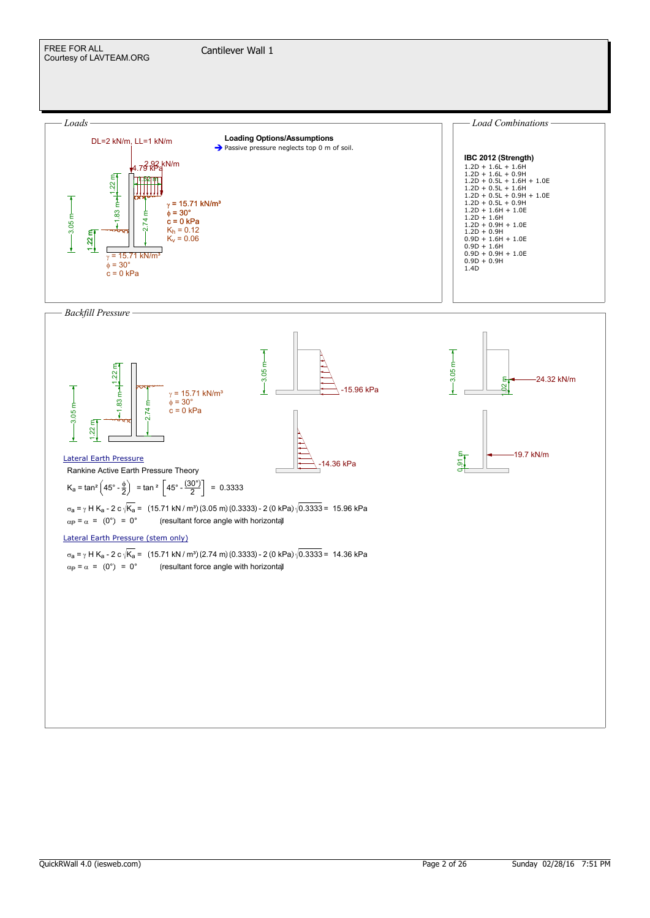FREE FOR ALL
Courtesy of LAVTEAM.ORG

# Cantilever Wall 1

## Loads

DL=2 kN/m, LL=1 kN/m

2.92 kN/m

4.79 kPa

1.22 m

1.83 m

3.05 m

2.74 m

1.22 m

$\gamma$ = 15.71 kN/m³
$\phi$ = 30°
c = 0 kPa
$K_h$ = 0.12
$K_v$ = 0.06

$\gamma$ = 15.71 kN/m³
$\phi$ = 30°
c = 0 kPa

**Loading Options/Assumptions**

➔ Passive pressure neglects top 0 m of soil.

## Load Combinations

**IBC 2012 (Strength)**

1.2D + 1.6L + 1.6H
1.2D + 1.6L + 0.9H
1.2D + 0.5L + 1.6H + 1.0E
1.2D + 0.5L + 1.6H
1.2D + 0.5L + 0.9H + 1.0E
1.2D + 0.5L + 0.9H
1.2D + 1.6H + 1.0E
1.2D + 1.6H
1.2D + 0.9H + 1.0E
1.2D + 0.9H
0.9D + 1.6H + 1.0E
0.9D + 1.6H
0.9D + 0.9H + 1.0E
0.9D + 0.9H
1.4D

## Backfill Pressure

1.22 m

1.83 m

3.05 m

2.74 m

1.22 m

$\gamma$ = 15.71 kN/m³
$\phi$ = 30°
c = 0 kPa

3.05 m

-15.96 kPa

-14.36 kPa

3.05 m

1.02 m

24.32 kN/m

0.91 m

19.7 kN/m

Lateral Earth Pressure

Rankine Active Earth Pressure Theory

$K_a = \tan^2\left(45° - \frac{\phi}{2}\right) = \tan^2\left[45° - \frac{(30°)}{2}\right] = 0.3333$

$\sigma_a = \gamma H K_a - 2c\sqrt{K_a} = (15.71\ \text{kN/m}^3)(3.05\ \text{m})(0.3333) - 2(0\ \text{kPa})\sqrt{0.3333} = 15.96\ \text{kPa}$

$\alpha_P = \alpha = (0°) = 0°$ (resultant force angle with horizontal)

Lateral Earth Pressure (stem only)

$\sigma_a = \gamma H K_a - 2c\sqrt{K_a} = (15.71\ \text{kN/m}^3)(2.74\ \text{m})(0.3333) - 2(0\ \text{kPa})\sqrt{0.3333} = 14.36\ \text{kPa}$

$\alpha_P = \alpha = (0°) = 0°$ (resultant force angle with horizontal)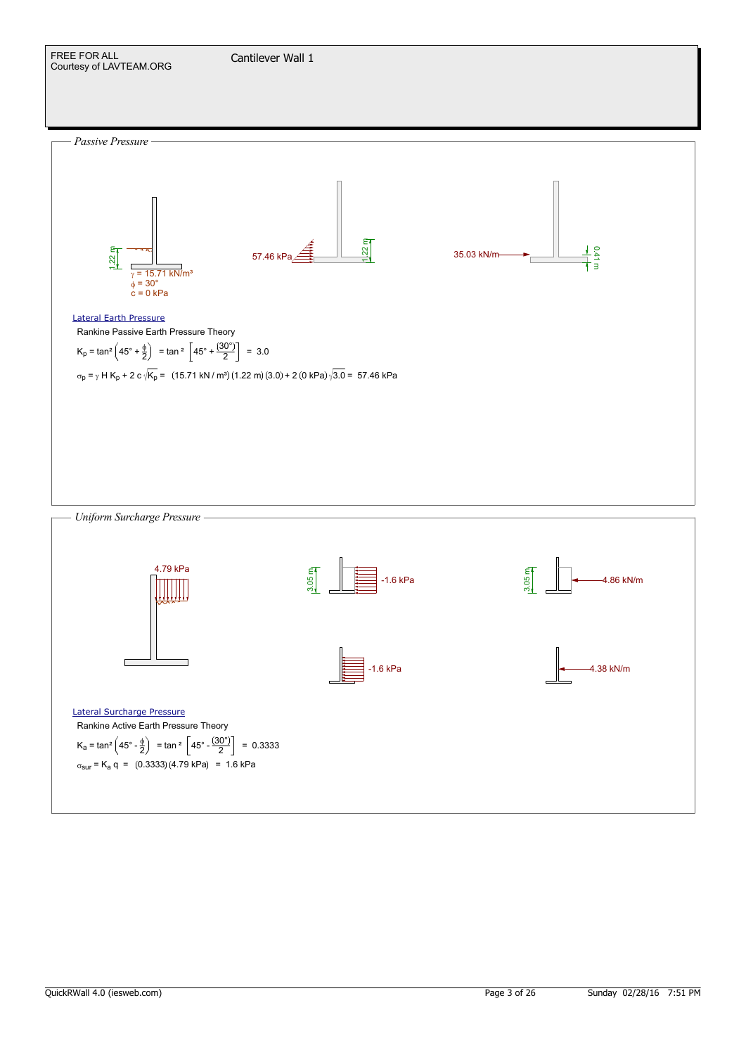## Passive Pressure

1.22 m

$\gamma$ = 15.71 kN/m³
$\phi$ = 30°
c = 0 kPa

57.46 kPa

1.22 m

35.03 kN/m

0.41 m

Lateral Earth Pressure

Rankine Passive Earth Pressure Theory

$$K_p = \tan^2\left(45° + \frac{\phi}{2}\right) = \tan^2\left[45° + \frac{(30°)}{2}\right] = 3.0$$

$$\sigma_p = \gamma\, H\, K_p + 2\, c\, \sqrt{K_p} = (15.71\ \text{kN / m}^3)\,(1.22\ \text{m})\,(3.0) + 2\,(0\ \text{kPa})\,\sqrt{3.0} = 57.46\ \text{kPa}$$

## Uniform Surcharge Pressure

4.79 kPa

3.05 m

-1.6 kPa

3.05 m

4.86 kN/m

-1.6 kPa

4.38 kN/m

Lateral Surcharge Pressure

Rankine Active Earth Pressure Theory

$$K_a = \tan^2\left(45° - \frac{\phi}{2}\right) = \tan^2\left[45° - \frac{(30°)}{2}\right] = 0.3333$$

$$\sigma_{sur} = K_a\, q = (0.3333)\,(4.79\ \text{kPa}) = 1.6\ \text{kPa}$$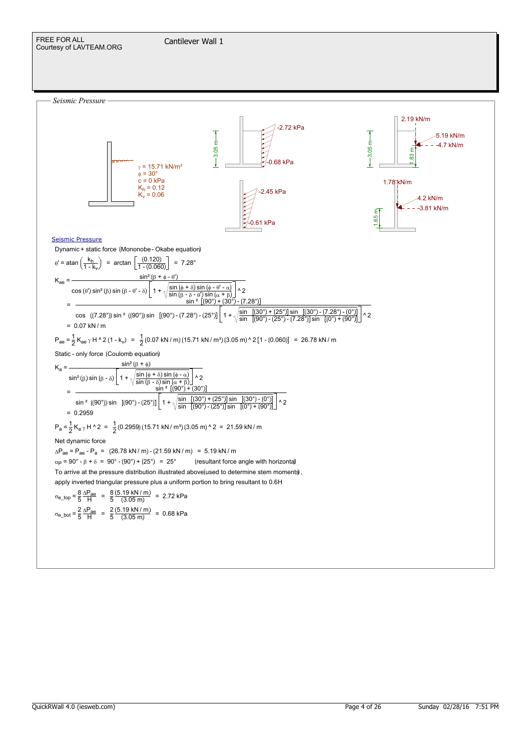## Seismic Pressure

γ = 15.71 kN/m³
ϕ = 30°
c = 0 kPa
$K_h$ = 0.12
$K_v$ = 0.06

-2.72 kPa
3.05 m
-0.68 kPa

2.19 kN/m
5.19 kN/m
-4.7 kN/m
3.05 m
1.83 m

-2.45 kPa
-0.61 kPa

1.78 kN/m
4.2 kN/m
-3.81 kN/m
1.65 m

### Seismic Pressure

Dynamic + static force (Mononobe - Okabe equation)

$$\theta' = \operatorname{atan}\left(\frac{k_h}{1 - k_v}\right) = \arctan\left[\frac{(0.120)}{1 - (0.060)}\right] = 7.28°$$

$$K_{ae} = \frac{\sin^2(\beta + \phi - \theta')}{\cos(\theta')\sin^2(\beta)\sin(\beta - \theta' - \delta)\left[1 + \sqrt{\frac{\sin(\phi + \delta)\sin(\phi - \theta' - \alpha)}{\sin(\beta - \delta - \theta')\sin(\alpha + \beta)}}\right]^2}$$

$$= \frac{\sin^2[(90°) + (30°) - (7.28°)]}{\cos((7.28°))\sin^2((90°))\sin[(90°) - (7.28°) - (25°)]\left[1 + \sqrt{\frac{\sin[(30°) + (25°)]\sin[(30°) - (7.28°) - (0°)]}{\sin[(90°) - (25°) - (7.28°)]\sin[(0°) + (90°)]}}\right]^2}$$

$= 0.07$ kN / m

$$P_{ae} = \frac{1}{2}K_{ae}\,\gamma\,H^2(1 - k_v) = \frac{1}{2}(0.07\text{ kN / m})(15.71\text{ kN / m}^3)(3.05\text{ m})^2[1 - (0.060)] = 26.78\text{ kN / m}$$

Static - only force (Coulomb equation)

$$K_a = \frac{\sin^2(\beta + \phi)}{\sin^2(\beta)\sin(\beta - \delta)\left[1 + \sqrt{\frac{\sin(\phi + \delta)\sin(\phi - \alpha)}{\sin(\beta - \delta)\sin(\alpha + \beta)}}\right]^2}$$

$$= \frac{\sin^2[(90°) + (30°)]}{\sin^2((90°))\sin[(90°) - (25°)]\left[1 + \sqrt{\frac{\sin[(30°) + (25°)]\sin[(30°) - (0°)]}{\sin[(90°) - (25°)]\sin[(0°) + (90°)]}}\right]^2}$$

$= 0.2959$

$$P_a = \frac{1}{2}K_a\,\gamma\,H^2 = \frac{1}{2}(0.2959)(15.71\text{ kN / m}^3)(3.05\text{ m})^2 = 21.59\text{ kN / m}$$

Net dynamic force

$\Delta P_{ae} = P_{ae} - P_a = (26.78\text{ kN / m}) - (21.59\text{ kN / m}) = 5.19\text{ kN / m}$

$\alpha_P = 90° - \beta + \delta = 90° - (90°) + (25°) = 25°$ (resultant force angle with horizontal)

To arrive at the pressure distribution illustrated above (used to determine stem moments),
apply inverted triangular pressure plus a uniform portion to bring resultant to 0.6H

$$\sigma_{e\_top} = \frac{8}{5}\frac{\Delta P_{ae}}{H} = \frac{8}{5}\frac{(5.19\text{ kN / m})}{(3.05\text{ m})} = 2.72\text{ kPa}$$

$$\sigma_{e\_bot} = \frac{2}{5}\frac{\Delta P_{ae}}{H} = \frac{2}{5}\frac{(5.19\text{ kN / m})}{(3.05\text{ m})} = 0.68\text{ kPa}$$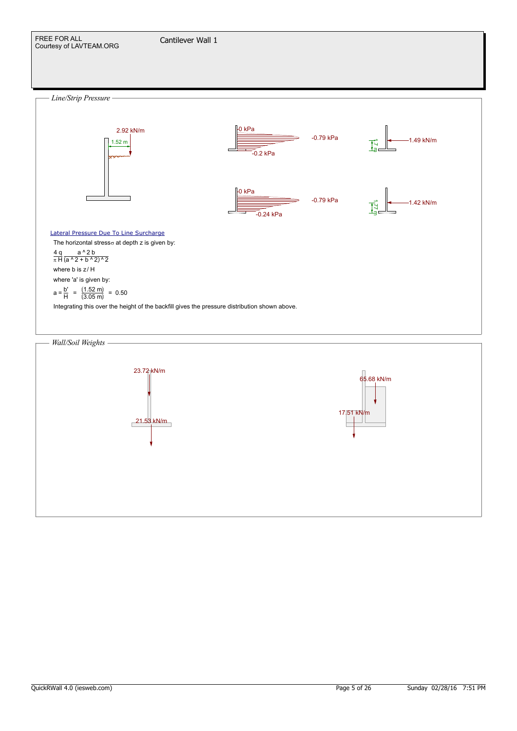Cantilever Wall 1

FREE FOR ALL
Courtesy of LAVTEAM.ORG

## *Line/Strip Pressure*

2.92 kN/m
1.52 m

0 kPa
-0.79 kPa
-0.2 kPa

1.7 m
1.49 kN/m

0 kPa
-0.79 kPa
-0.24 kPa

1.77 m
1.42 kN/m

Lateral Pressure Due To Line Surcharge

The horizontal stress $\sigma$ at depth z is given by:

$$\frac{4\,q}{\pi\,H}\frac{a^2\,b}{(a^2 + b^2)^2}$$

where b is z / H

where 'a' is given by:

$$a = \frac{b'}{H} = \frac{(1.52\text{ m})}{(3.05\text{ m})} = 0.50$$

Integrating this over the height of the backfill gives the pressure distribution shown above.

## *Wall/Soil Weights*

23.72 kN/m

21.53 kN/m

65.68 kN/m

17.51 kN/m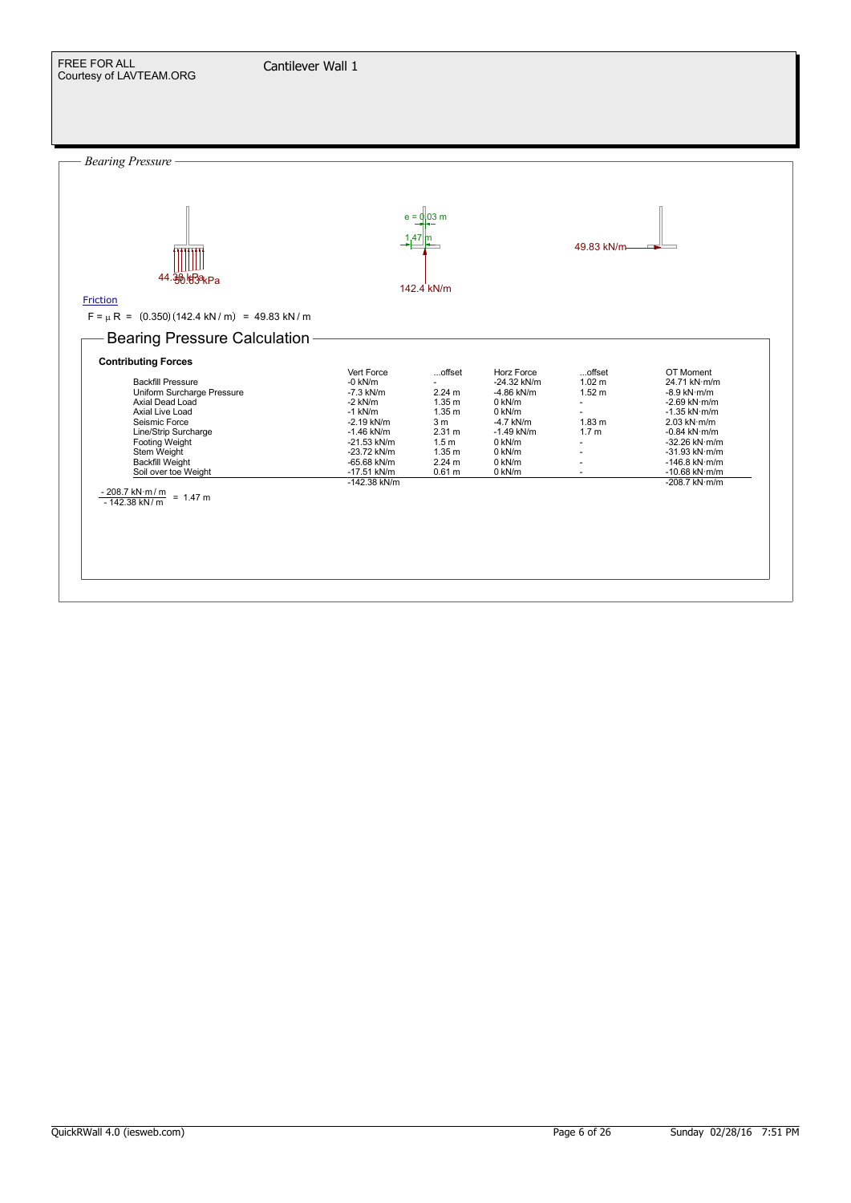FREE FOR ALL
Courtesy of LAVTEAM.ORG

Cantilever Wall 1

*Bearing Pressure*

44.38 kPa
50.63 kPa

e = 0.03 m
1.47 m
142.4 kN/m

49.83 kN/m

Friction

$F = \mu R = (0.350)(142.4 \text{ kN/m}) = 49.83 \text{ kN/m}$

## Bearing Pressure Calculation

**Contributing Forces**

| | Vert Force | ...offset | Horz Force | ...offset | OT Moment |
|---|---|---|---|---|---|
| Backfill Pressure | -0 kN/m | - | -24.32 kN/m | 1.02 m | 24.71 kN·m/m |
| Uniform Surcharge Pressure | -7.3 kN/m | 2.24 m | -4.86 kN/m | 1.52 m | -8.9 kN·m/m |
| Axial Dead Load | -2 kN/m | 1.35 m | 0 kN/m | - | -2.69 kN·m/m |
| Axial Live Load | -1 kN/m | 1.35 m | 0 kN/m | - | -1.35 kN·m/m |
| Seismic Force | -2.19 kN/m | 3 m | -4.7 kN/m | 1.83 m | 2.03 kN·m/m |
| Line/Strip Surcharge | -1.46 kN/m | 2.31 m | -1.49 kN/m | 1.7 m | -0.84 kN·m/m |
| Footing Weight | -21.53 kN/m | 1.5 m | 0 kN/m | - | -32.26 kN·m/m |
| Stem Weight | -23.72 kN/m | 1.35 m | 0 kN/m | - | -31.93 kN·m/m |
| Backfill Weight | -65.68 kN/m | 2.24 m | 0 kN/m | - | -146.8 kN·m/m |
| Soil over toe Weight | -17.51 kN/m | 0.61 m | 0 kN/m | - | -10.68 kN·m/m |
| | -142.38 kN/m | | | | -208.7 kN·m/m |

$$\frac{-208.7 \text{ kN·m/m}}{-142.38 \text{ kN/m}} = 1.47 \text{ m}$$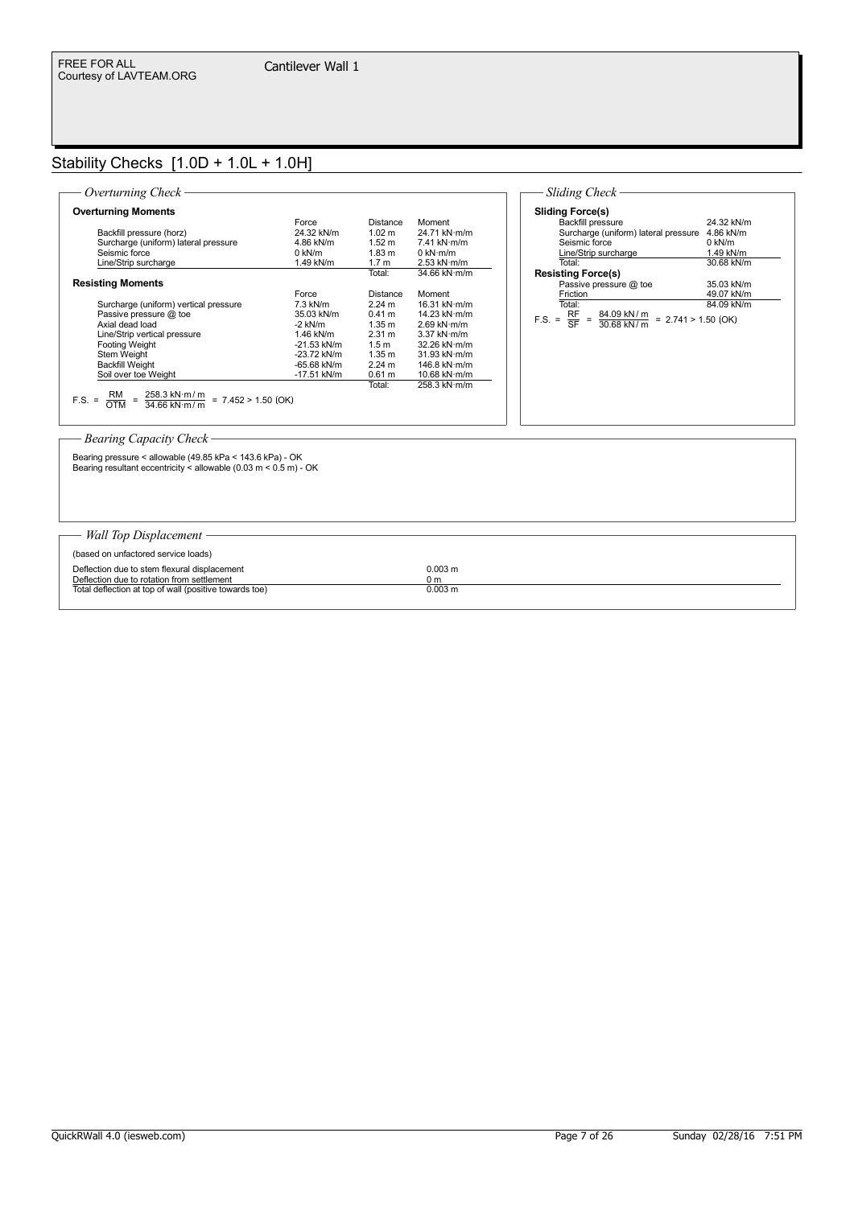Cantilever Wall 1

## Stability Checks [1.0D + 1.0L + 1.0H]

### *Overturning Check*

**Overturning Moments**

| | Force | Distance | Moment |
|---|---|---|---|
| Backfill pressure (horz) | 24.32 kN/m | 1.02 m | 24.71 kN·m/m |
| Surcharge (uniform) lateral pressure | 4.86 kN/m | 1.52 m | 7.41 kN·m/m |
| Seismic force | 0 kN/m | 1.83 m | 0 kN·m/m |
| Line/Strip surcharge | 1.49 kN/m | 1.7 m | 2.53 kN·m/m |
| | | Total: | 34.66 kN·m/m |

**Resisting Moments**

| | Force | Distance | Moment |
|---|---|---|---|
| Surcharge (uniform) vertical pressure | 7.3 kN/m | 2.24 m | 16.31 kN·m/m |
| Passive pressure @ toe | 35.03 kN/m | 0.41 m | 14.23 kN·m/m |
| Axial dead load | -2 kN/m | 1.35 m | 2.69 kN·m/m |
| Line/Strip vertical pressure | 1.46 kN/m | 2.31 m | 3.37 kN·m/m |
| Footing Weight | -21.53 kN/m | 1.5 m | 32.26 kN·m/m |
| Stem Weight | -23.72 kN/m | 1.35 m | 31.93 kN·m/m |
| Backfill Weight | -65.68 kN/m | 2.24 m | 146.8 kN·m/m |
| Soil over toe Weight | -17.51 kN/m | 0.61 m | 10.68 kN·m/m |
| | | Total: | 258.3 kN·m/m |

$$F.S. = \frac{RM}{OTM} = \frac{258.3\ kN \cdot m/m}{34.66\ kN \cdot m/m} = 7.452 > 1.50\ (OK)$$

### *Sliding Check*

**Sliding Force(s)**

| | |
|---|---|
| Backfill pressure | 24.32 kN/m |
| Surcharge (uniform) lateral pressure | 4.86 kN/m |
| Seismic force | 0 kN/m |
| Line/Strip surcharge | 1.49 kN/m |
| Total: | 30.68 kN/m |

**Resisting Force(s)**

| | |
|---|---|
| Passive pressure @ toe | 35.03 kN/m |
| Friction | 49.07 kN/m |
| Total: | 84.09 kN/m |

$$F.S. = \frac{RF}{SF} = \frac{84.09\ kN/m}{30.68\ kN/m} = 2.741 > 1.50\ (OK)$$

### *Bearing Capacity Check*

Bearing pressure < allowable (49.85 kPa < 143.6 kPa) - OK
Bearing resultant eccentricity < allowable (0.03 m < 0.5 m) - OK

### *Wall Top Displacement*

(based on unfactored service loads)

| | |
|---|---|
| Deflection due to stem flexural displacement | 0.003 m |
| Deflection due to rotation from settlement | 0 m |
| Total deflection at top of wall (positive towards toe) | 0.003 m |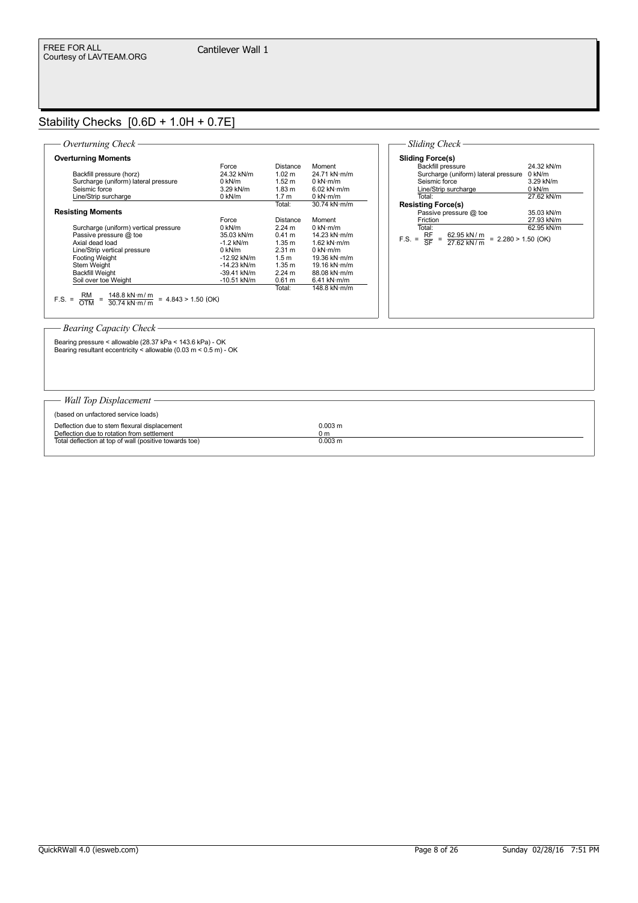# Stability Checks [0.6D + 1.0H + 0.7E]

## *Overturning Check*

**Overturning Moments**

| | Force | Distance | Moment |
|---|---|---|---|
| Backfill pressure (horz) | 24.32 kN/m | 1.02 m | 24.71 kN·m/m |
| Surcharge (uniform) lateral pressure | 0 kN/m | 1.52 m | 0 kN·m/m |
| Seismic force | 3.29 kN/m | 1.83 m | 6.02 kN·m/m |
| Line/Strip surcharge | 0 kN/m | 1.7 m | 0 kN·m/m |
| | | Total: | 30.74 kN·m/m |

**Resisting Moments**

| | Force | Distance | Moment |
|---|---|---|---|
| Surcharge (uniform) vertical pressure | 0 kN/m | 2.24 m | 0 kN·m/m |
| Passive pressure @ toe | 35.03 kN/m | 0.41 m | 14.23 kN·m/m |
| Axial dead load | -1.2 kN/m | 1.35 m | 1.62 kN·m/m |
| Line/Strip vertical pressure | 0 kN/m | 2.31 m | 0 kN·m/m |
| Footing Weight | -12.92 kN/m | 1.5 m | 19.36 kN·m/m |
| Stem Weight | -14.23 kN/m | 1.35 m | 19.16 kN·m/m |
| Backfill Weight | -39.41 kN/m | 2.24 m | 88.08 kN·m/m |
| Soil over toe Weight | -10.51 kN/m | 0.61 m | 6.41 kN·m/m |
| | | Total: | 148.8 kN·m/m |

$$F.S. = \frac{RM}{OTM} = \frac{148.8 \text{ kN·m/m}}{30.74 \text{ kN·m/m}} = 4.843 > 1.50 \text{ (OK)}$$

## *Sliding Check*

**Sliding Force(s)**

| | |
|---|---|
| Backfill pressure | 24.32 kN/m |
| Surcharge (uniform) lateral pressure | 0 kN/m |
| Seismic force | 3.29 kN/m |
| Line/Strip surcharge | 0 kN/m |
| Total: | 27.62 kN/m |

**Resisting Force(s)**

| | |
|---|---|
| Passive pressure @ toe | 35.03 kN/m |
| Friction | 27.93 kN/m |
| Total: | 62.95 kN/m |

$$F.S. = \frac{RF}{SF} = \frac{62.95 \text{ kN/m}}{27.62 \text{ kN/m}} = 2.280 > 1.50 \text{ (OK)}$$

## *Bearing Capacity Check*

Bearing pressure < allowable (28.37 kPa < 143.6 kPa) - OK
Bearing resultant eccentricity < allowable (0.03 m < 0.5 m) - OK

## *Wall Top Displacement*

(based on unfactored service loads)

| | |
|---|---|
| Deflection due to stem flexural displacement | 0.003 m |
| Deflection due to rotation from settlement | 0 m |
| Total deflection at top of wall (positive towards toe) | 0.003 m |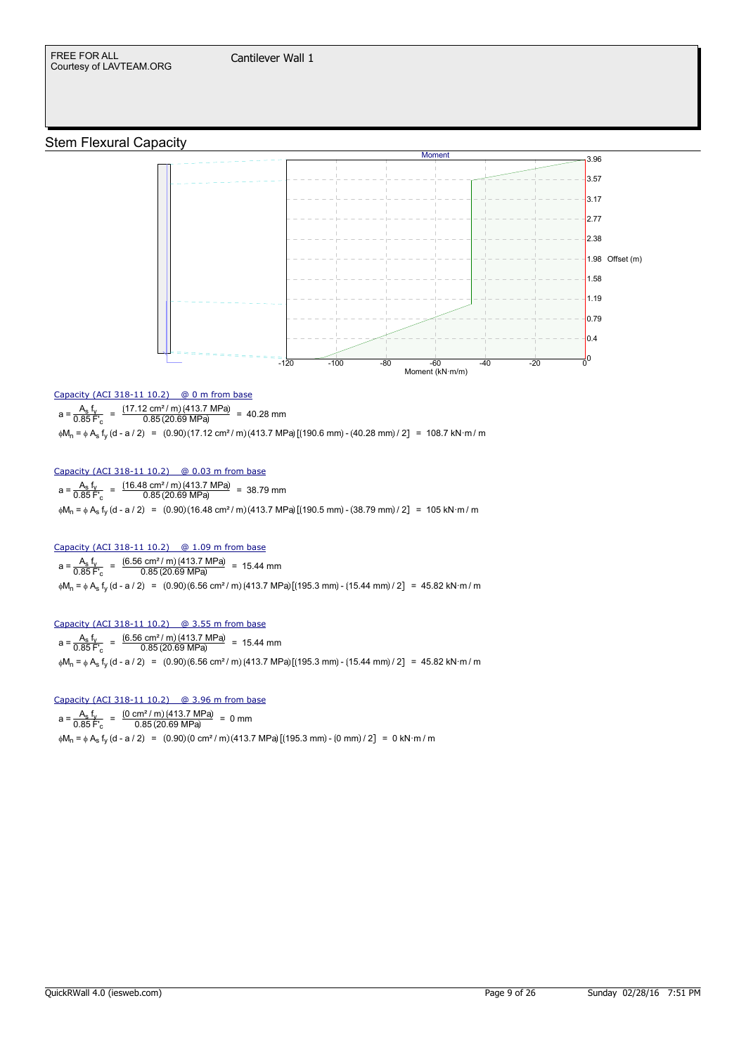## Stem Flexural Capacity

Moment

3.96
3.57
3.17
2.77
2.38
1.98 Offset (m)
1.58
1.19
0.79
0.4
0

-120 -100 -80 -60 -40 -20 0
Moment (kN·m/m)

Capacity (ACI 318-11 10.2) @ 0 m from base

$$a = \frac{A_s f_y}{0.85 F'_c} = \frac{(17.12 \text{ cm}^2/\text{m})(413.7 \text{ MPa})}{0.85(20.69 \text{ MPa})} = 40.28 \text{ mm}$$

$$\phi M_n = \phi A_s f_y (d - a/2) = (0.90)(17.12 \text{ cm}^2/\text{m})(413.7 \text{ MPa})[(190.6 \text{ mm}) - (40.28 \text{ mm})/2] = 108.7 \text{ kN·m/m}$$

Capacity (ACI 318-11 10.2) @ 0.03 m from base

$$a = \frac{A_s f_y}{0.85 F'_c} = \frac{(16.48 \text{ cm}^2/\text{m})(413.7 \text{ MPa})}{0.85(20.69 \text{ MPa})} = 38.79 \text{ mm}$$

$$\phi M_n = \phi A_s f_y (d - a/2) = (0.90)(16.48 \text{ cm}^2/\text{m})(413.7 \text{ MPa})[(190.5 \text{ mm}) - (38.79 \text{ mm})/2] = 105 \text{ kN·m/m}$$

Capacity (ACI 318-11 10.2) @ 1.09 m from base

$$a = \frac{A_s f_y}{0.85 F'_c} = \frac{(6.56 \text{ cm}^2/\text{m})(413.7 \text{ MPa})}{0.85(20.69 \text{ MPa})} = 15.44 \text{ mm}$$

$$\phi M_n = \phi A_s f_y (d - a/2) = (0.90)(6.56 \text{ cm}^2/\text{m})(413.7 \text{ MPa})[(195.3 \text{ mm}) - (15.44 \text{ mm})/2] = 45.82 \text{ kN·m/m}$$

Capacity (ACI 318-11 10.2) @ 3.55 m from base

$$a = \frac{A_s f_y}{0.85 F'_c} = \frac{(6.56 \text{ cm}^2/\text{m})(413.7 \text{ MPa})}{0.85(20.69 \text{ MPa})} = 15.44 \text{ mm}$$

$$\phi M_n = \phi A_s f_y (d - a/2) = (0.90)(6.56 \text{ cm}^2/\text{m})(413.7 \text{ MPa})[(195.3 \text{ mm}) - (15.44 \text{ mm})/2] = 45.82 \text{ kN·m/m}$$

Capacity (ACI 318-11 10.2) @ 3.96 m from base

$$a = \frac{A_s f_y}{0.85 F'_c} = \frac{(0 \text{ cm}^2/\text{m})(413.7 \text{ MPa})}{0.85(20.69 \text{ MPa})} = 0 \text{ mm}$$

$$\phi M_n = \phi A_s f_y (d - a/2) = (0.90)(0 \text{ cm}^2/\text{m})(413.7 \text{ MPa})[(195.3 \text{ mm}) - (0 \text{ mm})/2] = 0 \text{ kN·m/m}$$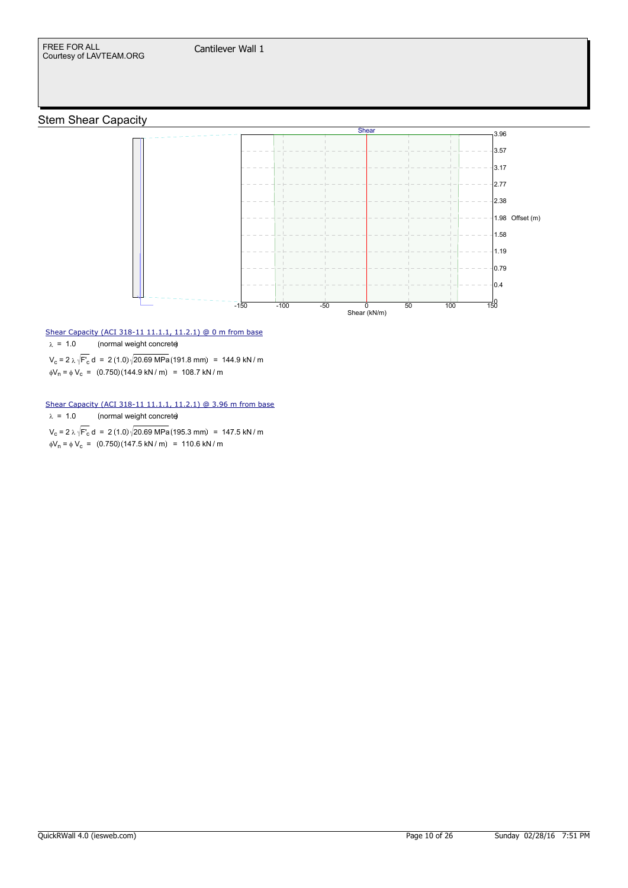## Stem Shear Capacity

Shear

3.96
3.57
3.17
2.77
2.38
1.98 Offset (m)
1.58
1.19
0.79
0.4
0

-150 -100 -50 0 50 100 150

Shear (kN/m)

Shear Capacity (ACI 318-11 11.1.1, 11.2.1) @ 0 m from base

$\lambda$ = 1.0 (normal weight concrete)

$V_c = 2\,\lambda\,\sqrt{F'_c}\,d\ =\ 2\,(1.0)\,\sqrt{20.69\text{ MPa}}\,(191.8\text{ mm})\ =\ 144.9\text{ kN / m}$

$\phi V_n = \phi\,V_c\ =\ (0.750)\,(144.9\text{ kN / m})\ =\ 108.7\text{ kN / m}$

Shear Capacity (ACI 318-11 11.1.1, 11.2.1) @ 3.96 m from base

$\lambda$ = 1.0 (normal weight concrete)

$V_c = 2\,\lambda\,\sqrt{F'_c}\,d\ =\ 2\,(1.0)\,\sqrt{20.69\text{ MPa}}\,(195.3\text{ mm})\ =\ 147.5\text{ kN / m}$

$\phi V_n = \phi\,V_c\ =\ (0.750)\,(147.5\text{ kN / m})\ =\ 110.6\text{ kN / m}$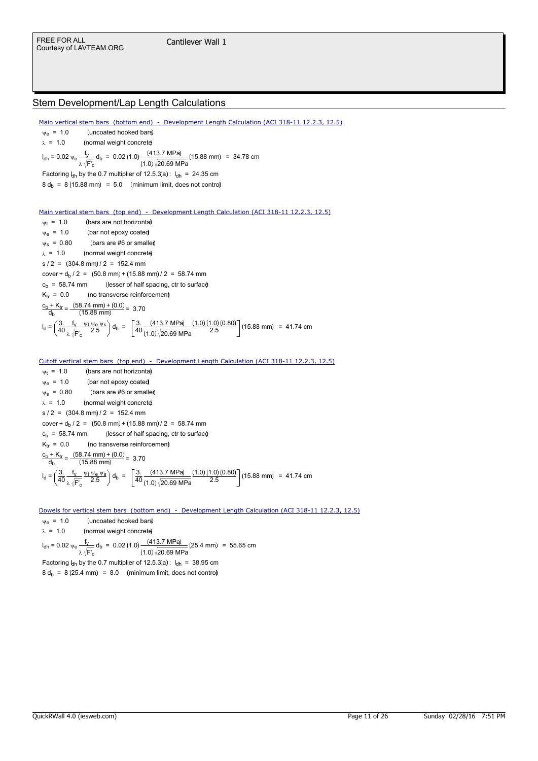## Stem Development/Lap Length Calculations

Main vertical stem bars (bottom end) - Development Length Calculation (ACI 318-11 12.2.3, 12.5)

$\psi_e$ = 1.0 (uncoated hooked bars)

$\lambda$ = 1.0 (normal weight concrete)

$$l_{dh} = 0.02\,\psi_e \frac{f_y}{\lambda\sqrt{F'_c}}\,d_b = 0.02\,(1.0)\frac{(413.7\text{ MPa})}{(1.0)\sqrt{20.69\text{ MPa}}}(15.88\text{ mm}) = 34.78\text{ cm}$$

Factoring $l_{dh}$ by the 0.7 multiplier of 12.5.3(a) : $l_{dh}$ = 24.35 cm

$8\,d_b$ = 8 (15.88 mm) = 5.0 (minimum limit, does not control)

Main vertical stem bars (top end) - Development Length Calculation (ACI 318-11 12.2.3, 12.5)

$\psi_t$ = 1.0 (bars are not horizontal)

$\psi_e$ = 1.0 (bar not epoxy coated)

$\psi_s$ = 0.80 (bars are #6 or smaller)

$\lambda$ = 1.0 (normal weight concrete)

s / 2 = (304.8 mm) / 2 = 152.4 mm

cover + $d_b$ / 2 = (50.8 mm) + (15.88 mm) / 2 = 58.74 mm

$c_b$ = 58.74 mm (lesser of half spacing, ctr to surface)

$K_{tr}$ = 0.0 (no transverse reinforcement)

$$\frac{c_b + K_{tr}}{d_b} = \frac{(58.74\text{ mm}) + (0.0)}{(15.88\text{ mm})} = 3.70$$

$$l_d = \left(\frac{3.}{40}\frac{f_y}{\lambda\sqrt{F'_c}}\frac{\psi_t\,\psi_e\,\psi_s}{2.5}\right)d_b = \left[\frac{3.}{40}\frac{(413.7\text{ MPa})}{(1.0)\sqrt{20.69\text{ MPa}}}\frac{(1.0)(1.0)(0.80)}{2.5}\right](15.88\text{ mm}) = 41.74\text{ cm}$$

Cutoff vertical stem bars (top end) - Development Length Calculation (ACI 318-11 12.2.3, 12.5)

$\psi_t$ = 1.0 (bars are not horizontal)

$\psi_e$ = 1.0 (bar not epoxy coated)

$\psi_s$ = 0.80 (bars are #6 or smaller)

$\lambda$ = 1.0 (normal weight concrete)

s / 2 = (304.8 mm) / 2 = 152.4 mm

cover + $d_b$ / 2 = (50.8 mm) + (15.88 mm) / 2 = 58.74 mm

$c_b$ = 58.74 mm (lesser of half spacing, ctr to surface)

$K_{tr}$ = 0.0 (no transverse reinforcement)

$$\frac{c_b + K_{tr}}{d_b} = \frac{(58.74\text{ mm}) + (0.0)}{(15.88\text{ mm})} = 3.70$$

$$l_d = \left(\frac{3.}{40}\frac{f_y}{\lambda\sqrt{F'_c}}\frac{\psi_t\,\psi_e\,\psi_s}{2.5}\right)d_b = \left[\frac{3.}{40}\frac{(413.7\text{ MPa})}{(1.0)\sqrt{20.69\text{ MPa}}}\frac{(1.0)(1.0)(0.80)}{2.5}\right](15.88\text{ mm}) = 41.74\text{ cm}$$

Dowels for vertical stem bars (bottom end) - Development Length Calculation (ACI 318-11 12.2.3, 12.5)

$\psi_e$ = 1.0 (uncoated hooked bars)

$\lambda$ = 1.0 (normal weight concrete)

$$l_{dh} = 0.02\,\psi_e \frac{f_y}{\lambda\sqrt{F'_c}}\,d_b = 0.02\,(1.0)\frac{(413.7\text{ MPa})}{(1.0)\sqrt{20.69\text{ MPa}}}(25.4\text{ mm}) = 55.65\text{ cm}$$

Factoring $l_{dh}$ by the 0.7 multiplier of 12.5.3(a) : $l_{dh}$ = 38.95 cm

$8\,d_b$ = 8 (25.4 mm) = 8.0 (minimum limit, does not control)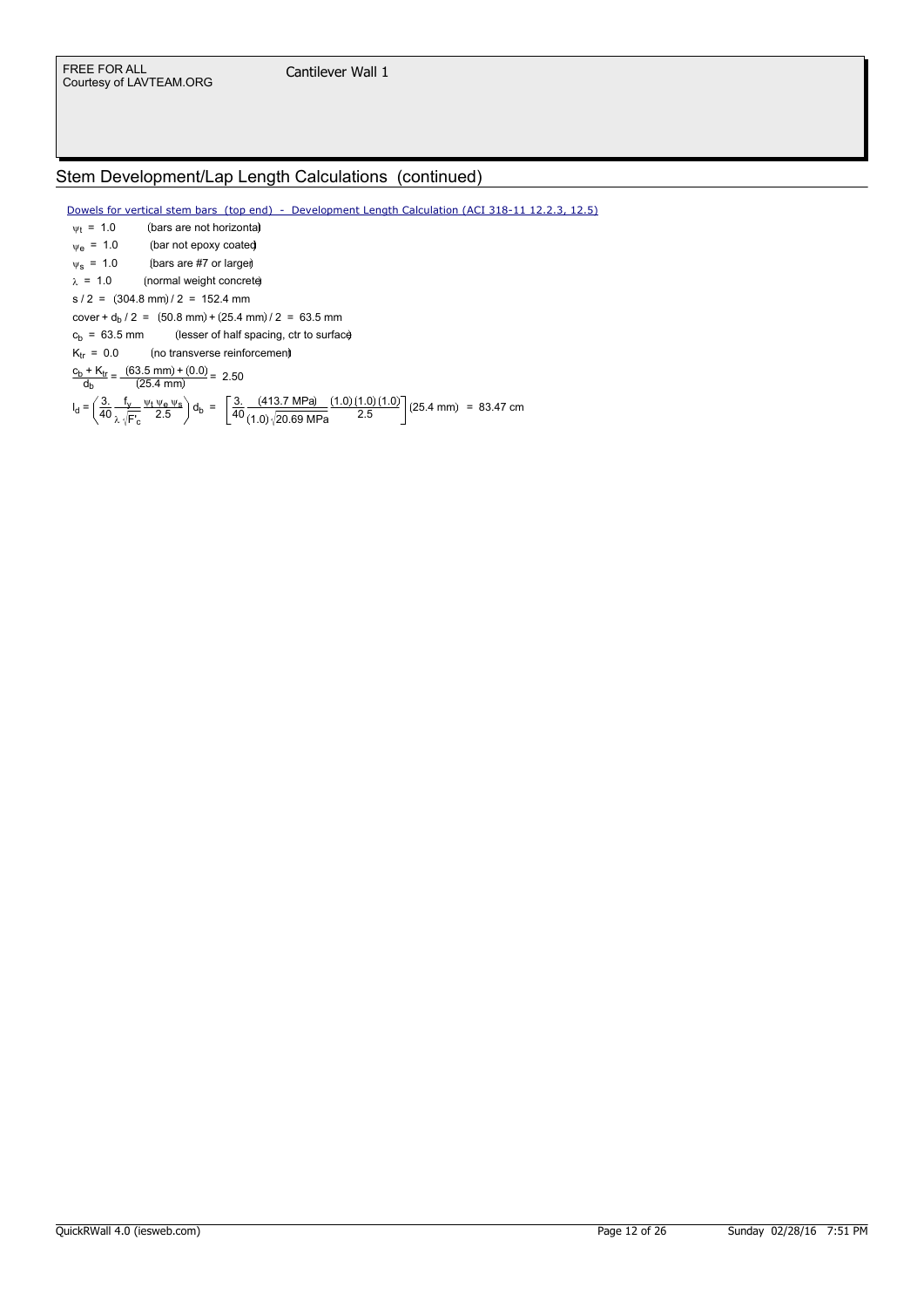Cantilever Wall 1

## Stem Development/Lap Length Calculations (continued)

Dowels for vertical stem bars (top end) - Development Length Calculation (ACI 318-11 12.2.3, 12.5)

$\psi_t$ = 1.0 (bars are not horizontal)

$\psi_e$ = 1.0 (bar not epoxy coated)

$\psi_s$ = 1.0 (bars are #7 or larger)

$\lambda$ = 1.0 (normal weight concrete)

s / 2 = (304.8 mm) / 2 = 152.4 mm

cover + $d_b$ / 2 = (50.8 mm) + (25.4 mm) / 2 = 63.5 mm

$c_b$ = 63.5 mm (lesser of half spacing, ctr to surface)

$K_{tr}$ = 0.0 (no transverse reinforcement)

$$\frac{c_b + K_{tr}}{d_b} = \frac{(63.5\text{ mm}) + (0.0)}{(25.4\text{ mm})} = 2.50$$

$$l_d = \left( \frac{3.}{40} \frac{f_y}{\lambda \sqrt{F'_c}} \frac{\psi_t \, \psi_e \, \psi_s}{2.5} \right) d_b = \left[ \frac{3.}{40} \frac{(413.7\text{ MPa})}{(1.0)\sqrt{20.69\text{ MPa}}} \frac{(1.0)(1.0)(1.0)}{2.5} \right] (25.4\text{ mm}) = 83.47\text{ cm}$$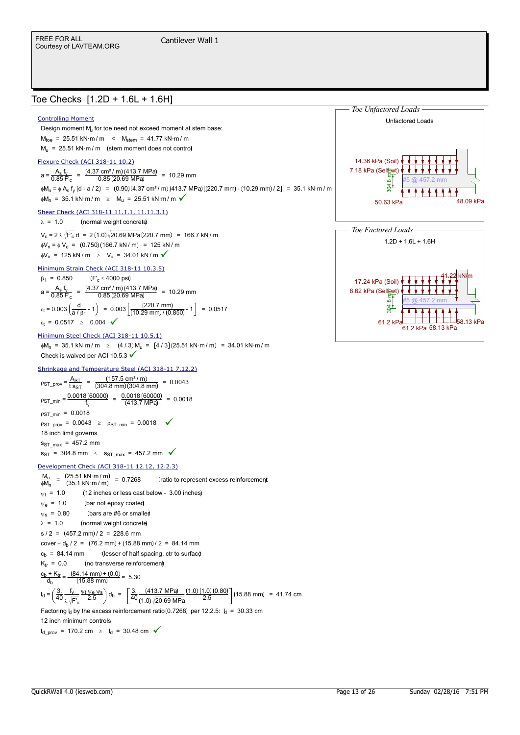FREE FOR ALL
Courtesy of LAVTEAM.ORG

Cantilever Wall 1

## Toe Checks [1.2D + 1.6L + 1.6H]

### Controlling Moment

Design moment $M_u$ for toe need not exceed moment at stem base:

$M_{toe}$ = 25.51 kN·m / m < $M_{stem}$ = 41.77 kN·m / m

$M_u$ = 25.51 kN·m / m (stem moment does not control)

### Flexure Check (ACI 318-11 10.2)

$$a = \frac{A_s\, f_y}{0.85\, F'_c} = \frac{(4.37\ \text{cm}^2/\text{m})\,(413.7\ \text{MPa})}{0.85\,(20.69\ \text{MPa})} = 10.29\ \text{mm}$$

$$\phi M_n = \phi\, A_s\, f_y\,(d - a/2) = (0.90)(4.37\ \text{cm}^2/\text{m})(413.7\ \text{MPa})[(220.7\ \text{mm}) - (10.29\ \text{mm})/2] = 35.1\ \text{kN·m/m}$$

$\phi M_n$ = 35.1 kN·m / m ≥ $M_u$ = 25.51 kN·m / m ✓

### Shear Check (ACI 318-11 11.1.1, 11.11.3.1)

$\lambda$ = 1.0 (normal weight concrete)

$$V_c = 2\,\lambda\,\sqrt{F'_c}\, d = 2\,(1.0)\sqrt{20.69\ \text{MPa}}\,(220.7\ \text{mm}) = 166.7\ \text{kN/m}$$

$$\phi V_n = \phi\, V_c = (0.750)(166.7\ \text{kN/m}) = 125\ \text{kN/m}$$

$\phi V_n$ = 125 kN / m ≥ $V_u$ = 34.01 kN / m ✓

### Minimum Strain Check (ACI 318-11 10.3.5)

$\beta_1$ = 0.850 ($F'_c \le 4000$ psi)

$$a = \frac{A_s\, f_y}{0.85\, F'_c} = \frac{(4.37\ \text{cm}^2/\text{m})\,(413.7\ \text{MPa})}{0.85\,(20.69\ \text{MPa})} = 10.29\ \text{mm}$$

$$\varepsilon_t = 0.003\left(\frac{d}{a/\beta_1} - 1\right) = 0.003\left[\frac{(220.7\ \text{mm})}{(10.29\ \text{mm})/(0.850)} - 1\right] = 0.0517$$

$\varepsilon_t$ = 0.0517 ≥ 0.004 ✓

### Minimum Steel Check (ACI 318-11 10.5.1)

$\phi M_n$ = 35.1 kN·m / m ≥ (4 / 3) $M_u$ = [4 / 3](25.51 kN·m / m) = 34.01 kN·m / m

Check is waived per ACI 10.5.3 ✓

### Shrinkage and Temperature Steel (ACI 318-11 7.12.2)

$$\rho_{ST\_prov} = \frac{A_{ST}}{t\; s_{ST}} = \frac{(157.5\ \text{cm}^2/\text{m})}{(304.8\ \text{mm})(304.8\ \text{mm})} = 0.0043$$

$$\rho_{ST\_min} = \frac{0.0018\,(60000)}{f_y} = \frac{0.0018\,(60000)}{(413.7\ \text{MPa})} = 0.0018$$

$\rho_{ST\_min}$ = 0.0018

$\rho_{ST\_prov}$ = 0.0043 ≥ $\rho_{ST\_min}$ = 0.0018 ✓

18 inch limit governs

$s_{ST\_max}$ = 457.2 mm

$s_{ST}$ = 304.8 mm ≤ $s_{ST\_max}$ = 457.2 mm ✓

### Development Check (ACI 318-11 12.12, 12.2.3)

$$\frac{M_u}{\phi M_n} = \frac{(25.51\ \text{kN·m/m})}{(35.1\ \text{kN·m/m})} = 0.7268 \quad \text{(ratio to represent excess reinforcement)}$$

$\psi_t$ = 1.0 (12 inches or less cast below - 3.00 inches)

$\psi_e$ = 1.0 (bar not epoxy coated)

$\psi_s$ = 0.80 (bars are #6 or smaller)

$\lambda$ = 1.0 (normal weight concrete)

$s / 2$ = (457.2 mm) / 2 = 228.6 mm

cover + $d_b$ / 2 = (76.2 mm) + (15.88 mm) / 2 = 84.14 mm

$c_b$ = 84.14 mm (lesser of half spacing, ctr to surface)

$K_{tr}$ = 0.0 (no transverse reinforcement)

$$\frac{c_b + K_{tr}}{d_b} = \frac{(84.14\ \text{mm}) + (0.0)}{(15.88\ \text{mm})} = 5.30$$

$$l_d = \left(\frac{3}{40}\,\frac{f_y}{\lambda\,\sqrt{F'_c}}\,\frac{\psi_t\,\psi_e\,\psi_s}{2.5}\right) d_b = \left[\frac{3}{40}\,\frac{(413.7\ \text{MPa})}{(1.0)\sqrt{20.69\ \text{MPa}}}\,\frac{(1.0)(1.0)(0.80)}{2.5}\right](15.88\ \text{mm}) = 41.74\ \text{cm}$$

Factoring $l_d$ by the excess reinforcement ratio (0.7268) per 12.2.5: $l_d$ = 30.33 cm

12 inch minimum controls

$l_{d\_prov}$ = 170.2 cm ≥ $l_d$ = 30.48 cm ✓

*Toe Unfactored Loads*

Unfactored Loads

14.36 kPa (Soil)
7.18 kPa (Selfwt)
304.8 mm
#5 @ 457.2 mm
50.63 kPa
48.09 kPa

*Toe Factored Loads*

1.2D + 1.6L + 1.6H

17.24 kPa (Soil)
8.62 kPa (Selfwt)
41.22 kN/m
304.8 mm
#5 @ 457.2 mm
61.2 kPa
61.2 kPa
58.13 kPa
58.13 kPa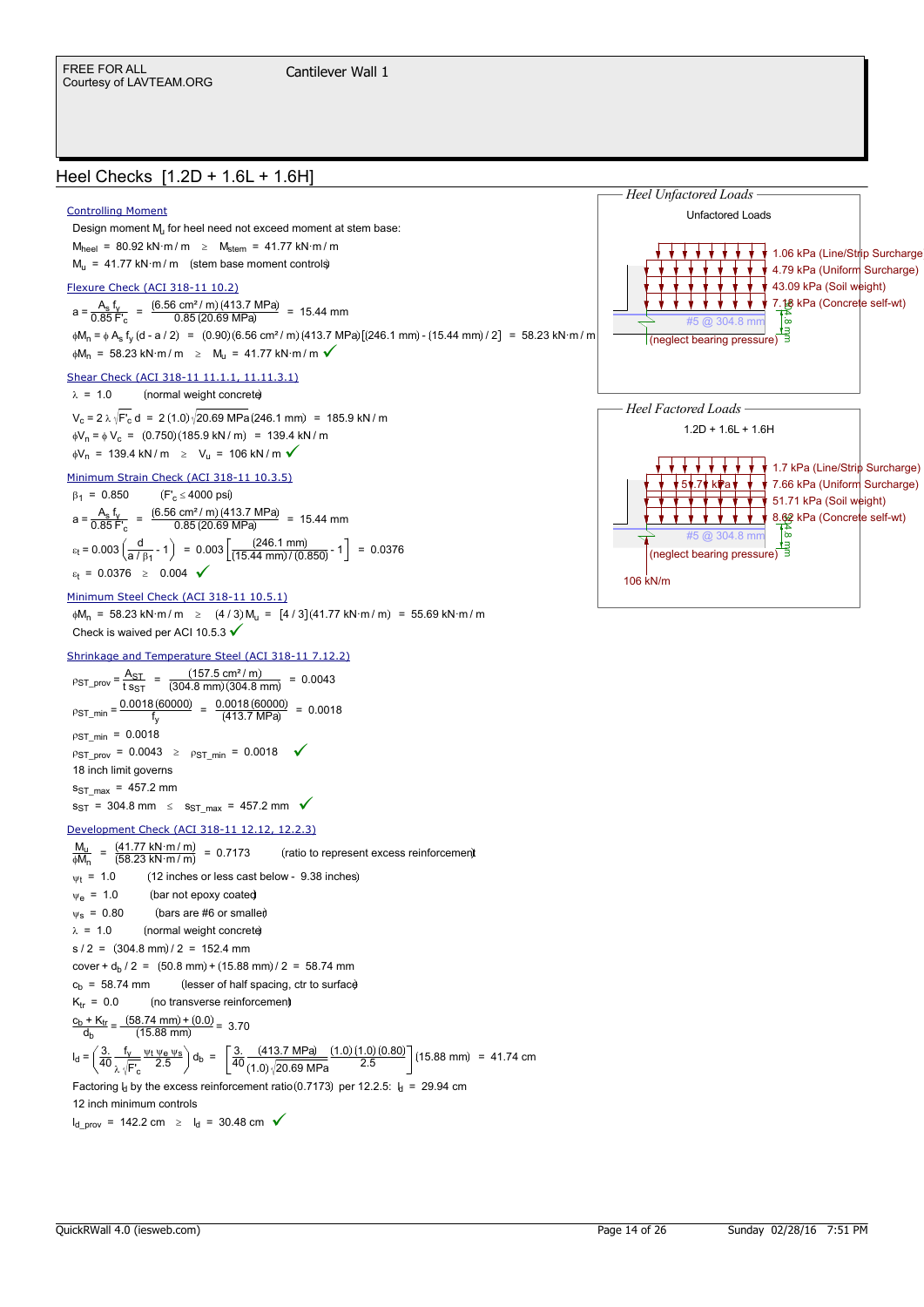FREE FOR ALL
Courtesy of LAVTEAM.ORG

Cantilever Wall 1

## Heel Checks [1.2D + 1.6L + 1.6H]

### Controlling Moment

Design moment $M_u$ for heel need not exceed moment at stem base:

$M_{heel}$ = 80.92 kN·m / m ≥ $M_{stem}$ = 41.77 kN·m / m

$M_u$ = 41.77 kN·m / m (stem base moment controls)

### Flexure Check (ACI 318-11 10.2)

$$a = \frac{A_s f_y}{0.85 F'_c} = \frac{(6.56 \text{ cm}^2/\text{m})(413.7 \text{ MPa})}{0.85(20.69 \text{ MPa})} = 15.44 \text{ mm}$$

$$\phi M_n = \phi A_s f_y (d - a/2) = (0.90)(6.56 \text{ cm}^2/\text{m})(413.7 \text{ MPa})[(246.1 \text{ mm}) - (15.44 \text{ mm})/2] = 58.23 \text{ kN·m/m}$$

$\phi M_n$ = 58.23 kN·m / m ≥ $M_u$ = 41.77 kN·m / m ✓

### Shear Check (ACI 318-11 11.1.1, 11.11.3.1)

$\lambda$ = 1.0 (normal weight concrete)

$$V_c = 2\,\lambda \sqrt{F'_c}\, d = 2\,(1.0)\sqrt{20.69 \text{ MPa}}(246.1 \text{ mm}) = 185.9 \text{ kN/m}$$

$$\phi V_n = \phi\, V_c = (0.750)(185.9 \text{ kN/m}) = 139.4 \text{ kN/m}$$

$\phi V_n$ = 139.4 kN / m ≥ $V_u$ = 106 kN / m ✓

### Minimum Strain Check (ACI 318-11 10.3.5)

$\beta_1$ = 0.850 ($F'_c \leq$ 4000 psi)

$$a = \frac{A_s f_y}{0.85 F'_c} = \frac{(6.56 \text{ cm}^2/\text{m})(413.7 \text{ MPa})}{0.85(20.69 \text{ MPa})} = 15.44 \text{ mm}$$

$$\varepsilon_t = 0.003\left(\frac{d}{a/\beta_1} - 1\right) = 0.003\left[\frac{(246.1 \text{ mm})}{(15.44 \text{ mm})/(0.850)} - 1\right] = 0.0376$$

$\varepsilon_t$ = 0.0376 ≥ 0.004 ✓

### Minimum Steel Check (ACI 318-11 10.5.1)

$\phi M_n$ = 58.23 kN·m / m ≥ (4 / 3) $M_u$ = [4 / 3](41.77 kN·m / m) = 55.69 kN·m / m

Check is waived per ACI 10.5.3 ✓

### Shrinkage and Temperature Steel (ACI 318-11 7.12.2)

$$\rho_{ST\_prov} = \frac{A_{ST}}{t\, s_{ST}} = \frac{(157.5 \text{ cm}^2/\text{m})}{(304.8 \text{ mm})(304.8 \text{ mm})} = 0.0043$$

$$\rho_{ST\_min} = \frac{0.0018\,(60000)}{f_y} = \frac{0.0018\,(60000)}{(413.7 \text{ MPa})} = 0.0018$$

$\rho_{ST\_min}$ = 0.0018

$\rho_{ST\_prov}$ = 0.0043 ≥ $\rho_{ST\_min}$ = 0.0018 ✓

18 inch limit governs

$s_{ST\_max}$ = 457.2 mm

$s_{ST}$ = 304.8 mm ≤ $s_{ST\_max}$ = 457.2 mm ✓

### Development Check (ACI 318-11 12.12, 12.2.3)

$$\frac{M_u}{\phi M_n} = \frac{(41.77 \text{ kN·m/m})}{(58.23 \text{ kN·m/m})} = 0.7173$$ (ratio to represent excess reinforcement)

$\psi_t$ = 1.0 (12 inches or less cast below - 9.38 inches)

$\psi_e$ = 1.0 (bar not epoxy coated)

$\psi_s$ = 0.80 (bars are #6 or smaller)

$\lambda$ = 1.0 (normal weight concrete)

$s$ / 2 = (304.8 mm) / 2 = 152.4 mm

cover + $d_b$ / 2 = (50.8 mm) + (15.88 mm) / 2 = 58.74 mm

$c_b$ = 58.74 mm (lesser of half spacing, ctr to surface)

$K_{tr}$ = 0.0 (no transverse reinforcement)

$$\frac{c_b + K_{tr}}{d_b} = \frac{(58.74 \text{ mm}) + (0.0)}{(15.88 \text{ mm})} = 3.70$$

$$l_d = \left(\frac{3}{40}\,\frac{f_y}{\lambda\sqrt{F'_c}}\,\frac{\psi_t\,\psi_e\,\psi_s}{2.5}\right) d_b = \left[\frac{3}{40}\,\frac{(413.7 \text{ MPa})}{(1.0)\sqrt{20.69 \text{ MPa}}}\,\frac{(1.0)(1.0)(0.80)}{2.5}\right](15.88 \text{ mm}) = 41.74 \text{ cm}$$

Factoring $l_d$ by the excess reinforcement ratio (0.7173) per 12.2.5: $l_d$ = 29.94 cm

12 inch minimum controls

$l_{d\_prov}$ = 142.2 cm ≥ $l_d$ = 30.48 cm ✓

---

**Heel Unfactored Loads**

Unfactored Loads

1.06 kPa (Line/Strip Surcharge)
4.79 kPa (Uniform Surcharge)
43.09 kPa (Soil weight)
7.18 kPa (Concrete self-wt)
#5 @ 304.8 mm
304.8 mm
(neglect bearing pressure)

**Heel Factored Loads**

1.2D + 1.6L + 1.6H

1.7 kPa (Line/Strip Surcharge)
7.66 kPa (Uniform Surcharge)
51.71 kPa (Soil weight)
8.62 kPa (Concrete self-wt)
57.7 kPa
#5 @ 304.8 mm
304.8 mm
(neglect bearing pressure)
106 kN/m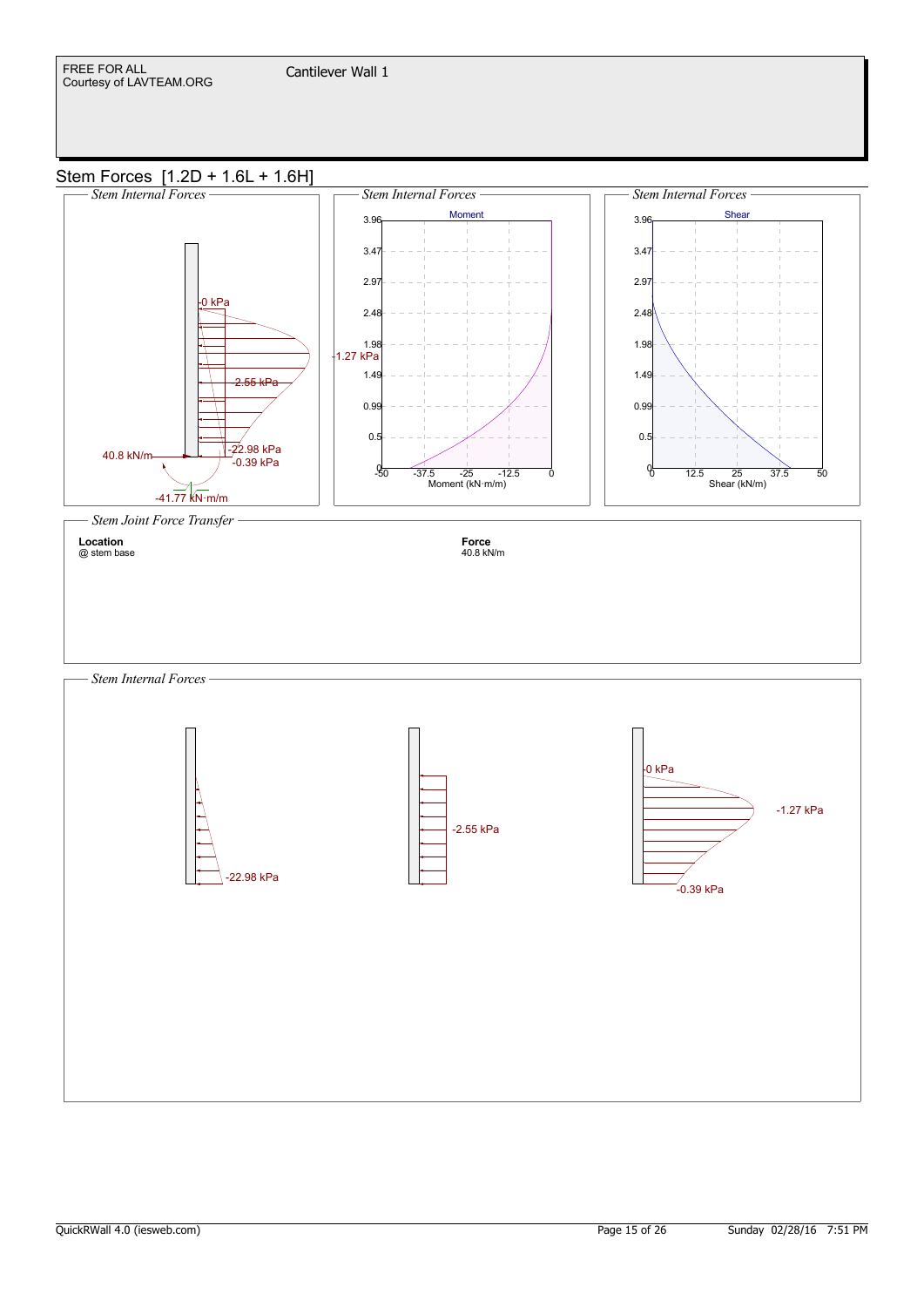FREE FOR ALL
Courtesy of LAVTEAM.ORG

Cantilever Wall 1

## Stem Forces [1.2D + 1.6L + 1.6H]

*Stem Internal Forces*

0 kPa
-1.27 kPa
-2.55 kPa
-22.98 kPa
-0.39 kPa
40.8 kN/m
-41.77 kN·m/m

*Stem Internal Forces*

Moment

3.96
3.47
2.97
2.48
1.98
1.49
0.99
0.5
0

-50 -37.5 -25 -12.5 0
Moment (kN·m/m)

*Stem Internal Forces*

Shear

3.96
3.47
2.97
2.48
1.98
1.49
0.99
0.5
0

0 12.5 25 37.5 50
Shear (kN/m)

*Stem Joint Force Transfer*

| Location | Force |
| --- | --- |
| @ stem base | 40.8 kN/m |

*Stem Internal Forces*

-22.98 kPa

-2.55 kPa

0 kPa
-1.27 kPa
-0.39 kPa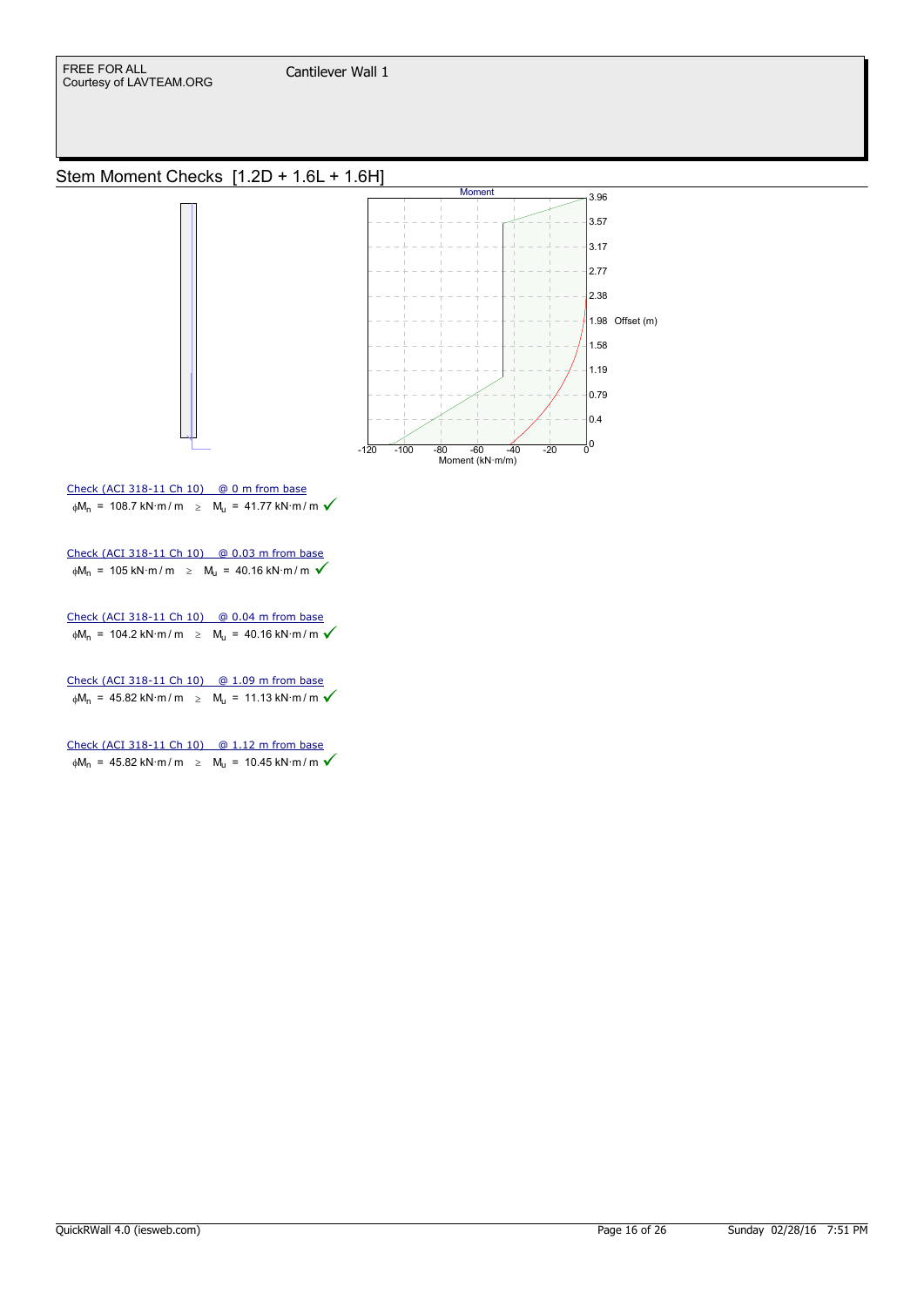## Stem Moment Checks [1.2D + 1.6L + 1.6H]

Moment

3.96
3.57
3.17
2.77
2.38
1.98 Offset (m)
1.58
1.19
0.79
0.4
0

-120 -100 -80 -60 -40 -20 0
Moment (kN·m/m)

Check (ACI 318-11 Ch 10) @ 0 m from base
$\phi M_n$ = 108.7 kN·m / m ≥ $M_u$ = 41.77 kN·m / m ✓

Check (ACI 318-11 Ch 10) @ 0.03 m from base
$\phi M_n$ = 105 kN·m / m ≥ $M_u$ = 40.16 kN·m / m ✓

Check (ACI 318-11 Ch 10) @ 0.04 m from base
$\phi M_n$ = 104.2 kN·m / m ≥ $M_u$ = 40.16 kN·m / m ✓

Check (ACI 318-11 Ch 10) @ 1.09 m from base
$\phi M_n$ = 45.82 kN·m / m ≥ $M_u$ = 11.13 kN·m / m ✓

Check (ACI 318-11 Ch 10) @ 1.12 m from base
$\phi M_n$ = 45.82 kN·m / m ≥ $M_u$ = 10.45 kN·m / m ✓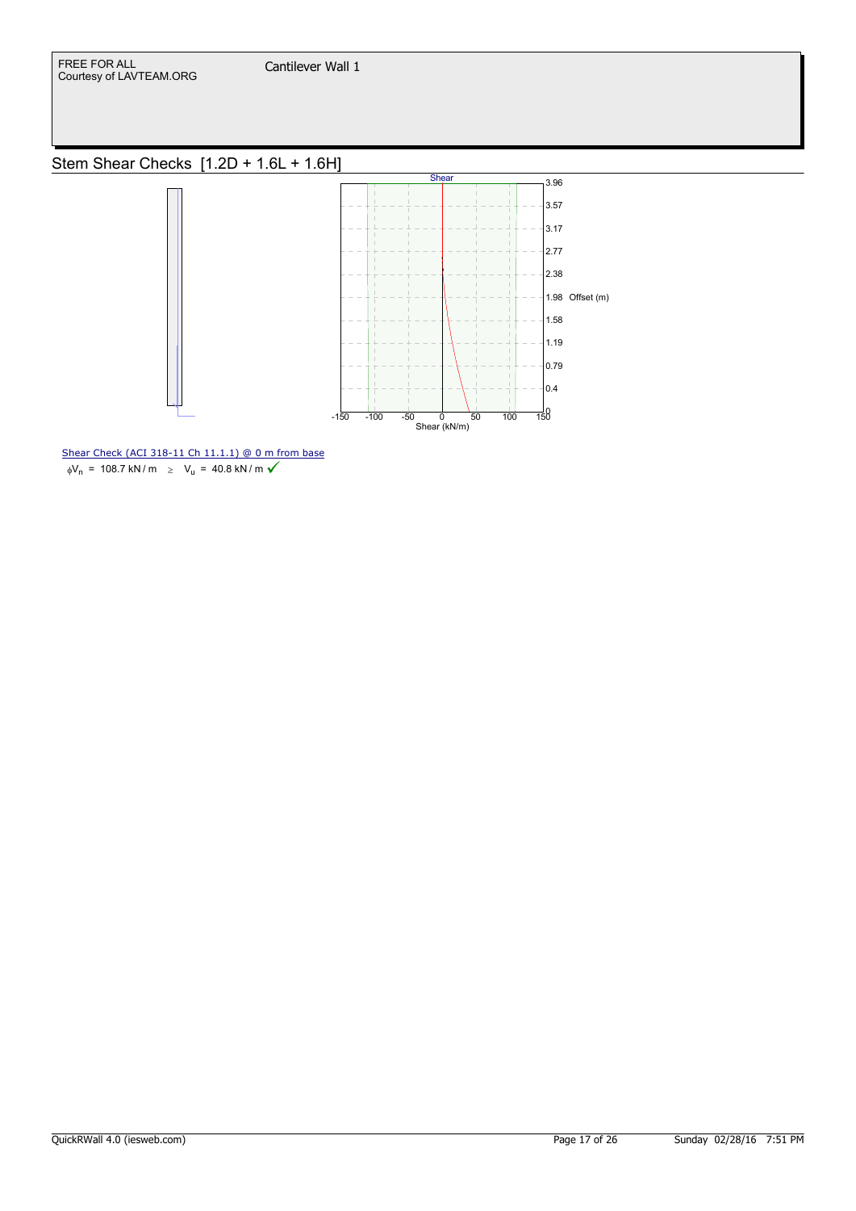## Stem Shear Checks [1.2D + 1.6L + 1.6H]

Shear

3.96
3.57
3.17
2.77
2.38
1.98 Offset (m)
1.58
1.19
0.79
0.4
0

-150 -100 -50 0 50 100 150
Shear (kN/m)

Shear Check (ACI 318-11 Ch 11.1.1) @ 0 m from base

$\phi V_n$ = 108.7 kN / m ≥ $V_u$ = 40.8 kN / m ✓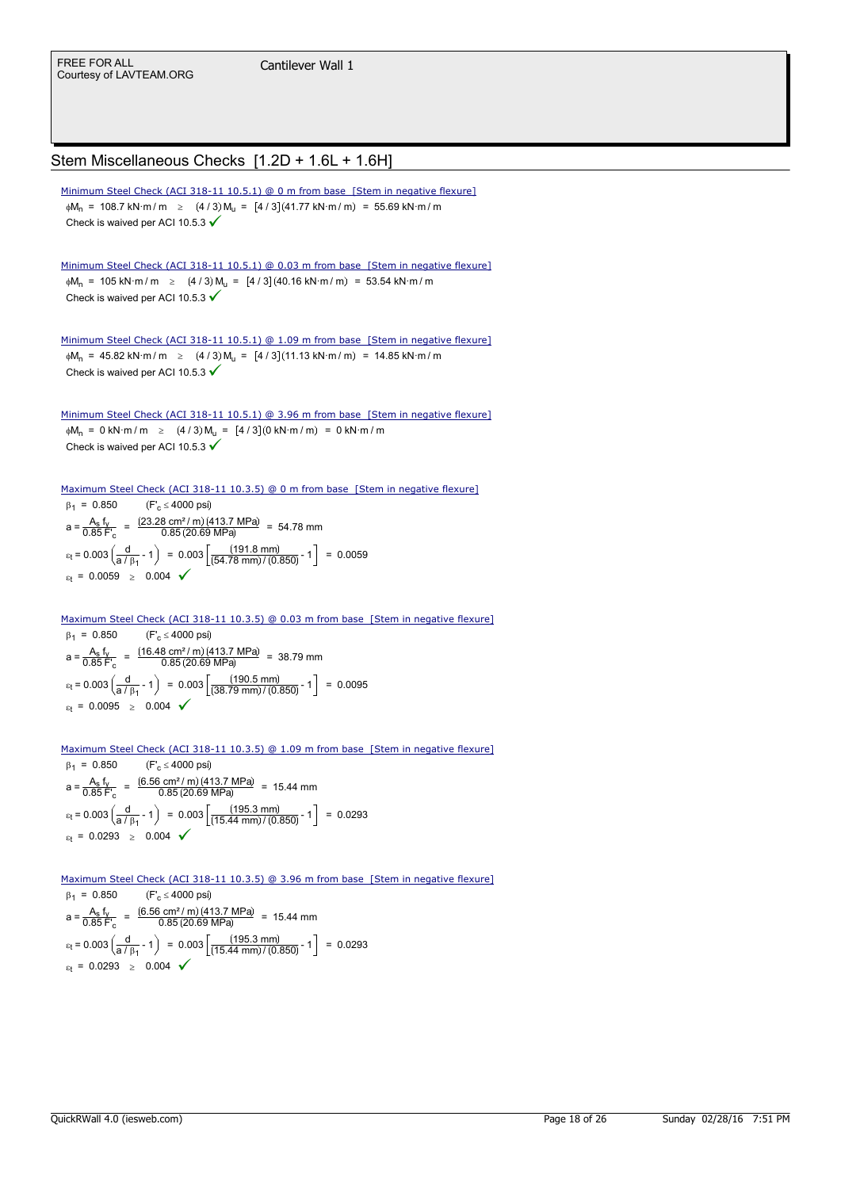## Stem Miscellaneous Checks [1.2D + 1.6L + 1.6H]

Minimum Steel Check (ACI 318-11 10.5.1) @ 0 m from base [Stem in negative flexure]

$\phi M_n$ = 108.7 kN·m / m $\geq$ (4 / 3) $M_u$ = [4 / 3] (41.77 kN·m / m) = 55.69 kN·m / m

Check is waived per ACI 10.5.3 ✓

Minimum Steel Check (ACI 318-11 10.5.1) @ 0.03 m from base [Stem in negative flexure]

$\phi M_n$ = 105 kN·m / m $\geq$ (4 / 3) $M_u$ = [4 / 3] (40.16 kN·m / m) = 53.54 kN·m / m

Check is waived per ACI 10.5.3 ✓

Minimum Steel Check (ACI 318-11 10.5.1) @ 1.09 m from base [Stem in negative flexure]

$\phi M_n$ = 45.82 kN·m / m $\geq$ (4 / 3) $M_u$ = [4 / 3] (11.13 kN·m / m) = 14.85 kN·m / m

Check is waived per ACI 10.5.3 ✓

Minimum Steel Check (ACI 318-11 10.5.1) @ 3.96 m from base [Stem in negative flexure]

$\phi M_n$ = 0 kN·m / m $\geq$ (4 / 3) $M_u$ = [4 / 3] (0 kN·m / m) = 0 kN·m / m

Check is waived per ACI 10.5.3 ✓

Maximum Steel Check (ACI 318-11 10.3.5) @ 0 m from base [Stem in negative flexure]

$\beta_1$ = 0.850 ($F'_c \leq 4000$ psi)

$$a = \frac{A_s f_y}{0.85 F'_c} = \frac{(23.28 \text{ cm}^2/\text{m})(413.7 \text{ MPa})}{0.85 (20.69 \text{ MPa})} = 54.78 \text{ mm}$$

$$\varepsilon_t = 0.003 \left( \frac{d}{a / \beta_1} - 1 \right) = 0.003 \left[ \frac{(191.8 \text{ mm})}{(54.78 \text{ mm}) / (0.850)} - 1 \right] = 0.0059$$

$\varepsilon_t$ = 0.0059 $\geq$ 0.004 ✓

Maximum Steel Check (ACI 318-11 10.3.5) @ 0.03 m from base [Stem in negative flexure]

$\beta_1$ = 0.850 ($F'_c \leq 4000$ psi)

$$a = \frac{A_s f_y}{0.85 F'_c} = \frac{(16.48 \text{ cm}^2/\text{m})(413.7 \text{ MPa})}{0.85 (20.69 \text{ MPa})} = 38.79 \text{ mm}$$

$$\varepsilon_t = 0.003 \left( \frac{d}{a / \beta_1} - 1 \right) = 0.003 \left[ \frac{(190.5 \text{ mm})}{(38.79 \text{ mm}) / (0.850)} - 1 \right] = 0.0095$$

$\varepsilon_t$ = 0.0095 $\geq$ 0.004 ✓

Maximum Steel Check (ACI 318-11 10.3.5) @ 1.09 m from base [Stem in negative flexure]

$\beta_1$ = 0.850 ($F'_c \leq 4000$ psi)

$$a = \frac{A_s f_y}{0.85 F'_c} = \frac{(6.56 \text{ cm}^2/\text{m})(413.7 \text{ MPa})}{0.85 (20.69 \text{ MPa})} = 15.44 \text{ mm}$$

$$\varepsilon_t = 0.003 \left( \frac{d}{a / \beta_1} - 1 \right) = 0.003 \left[ \frac{(195.3 \text{ mm})}{(15.44 \text{ mm}) / (0.850)} - 1 \right] = 0.0293$$

$\varepsilon_t$ = 0.0293 $\geq$ 0.004 ✓

Maximum Steel Check (ACI 318-11 10.3.5) @ 3.96 m from base [Stem in negative flexure]

$\beta_1$ = 0.850 ($F'_c \leq 4000$ psi)

$$a = \frac{A_s f_y}{0.85 F'_c} = \frac{(6.56 \text{ cm}^2/\text{m})(413.7 \text{ MPa})}{0.85 (20.69 \text{ MPa})} = 15.44 \text{ mm}$$

$$\varepsilon_t = 0.003 \left( \frac{d}{a / \beta_1} - 1 \right) = 0.003 \left[ \frac{(195.3 \text{ mm})}{(15.44 \text{ mm}) / (0.850)} - 1 \right] = 0.0293$$

$\varepsilon_t$ = 0.0293 $\geq$ 0.004 ✓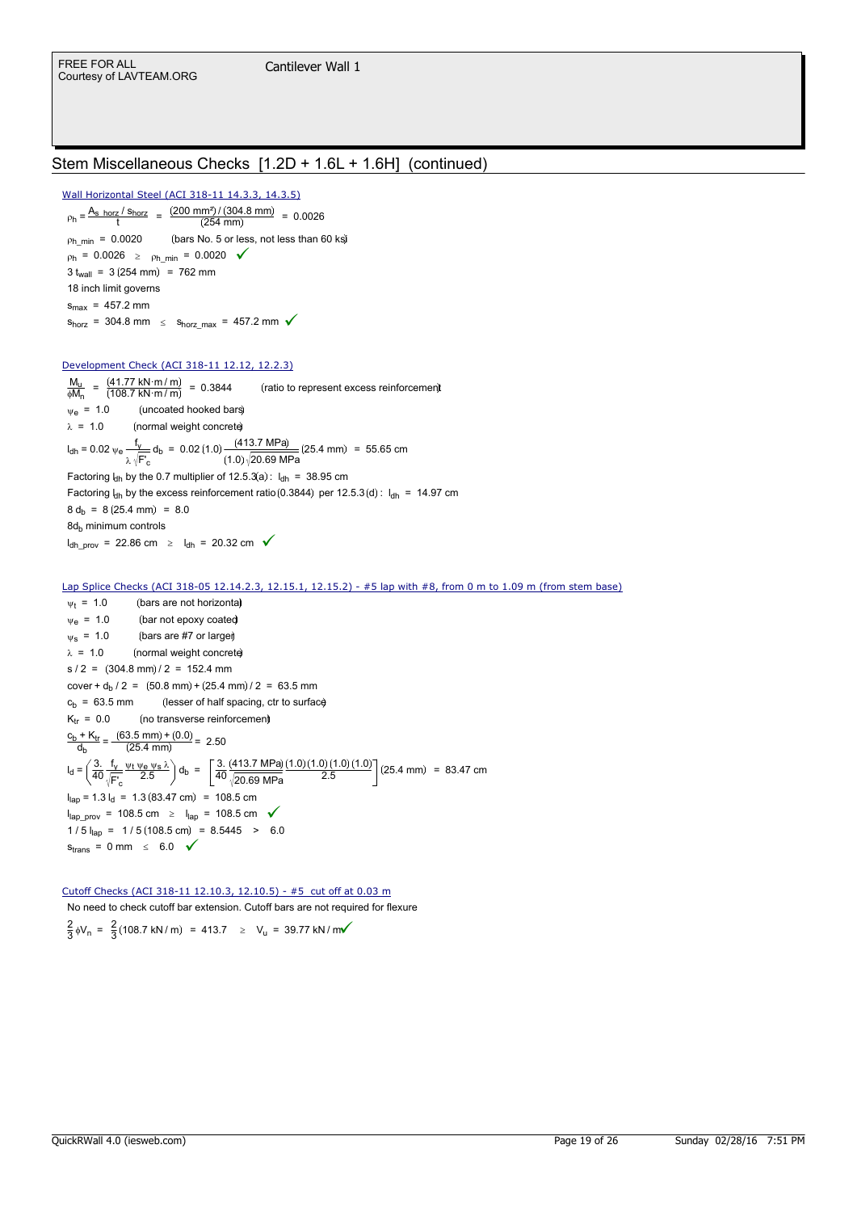## Stem Miscellaneous Checks [1.2D + 1.6L + 1.6H] (continued)

### Wall Horizontal Steel (ACI 318-11 14.3.3, 14.3.5)

$$\rho_h = \frac{A_{s\_horz} / s_{horz}}{t} = \frac{(200\ mm^2)/(304.8\ mm)}{(254\ mm)} = 0.0026$$

$\rho_{h\_min}$ = 0.0020 (bars No. 5 or less, not less than 60 ksi)

$\rho_h$ = 0.0026 $\geq$ $\rho_{h\_min}$ = 0.0020 ✓

$3\ t_{wall}$ = 3 (254 mm) = 762 mm

18 inch limit governs

$s_{max}$ = 457.2 mm

$s_{horz}$ = 304.8 mm $\leq$ $s_{horz\_max}$ = 457.2 mm ✓

### Development Check (ACI 318-11 12.12, 12.2.3)

$$\frac{M_u}{\phi M_n} = \frac{(41.77\ kN \cdot m/m)}{(108.7\ kN \cdot m/m)} = 0.3844$$ (ratio to represent excess reinforcement)

$\psi_e$ = 1.0 (uncoated hooked bars)

$\lambda$ = 1.0 (normal weight concrete)

$$l_{dh} = 0.02\ \psi_e \frac{f_y}{\lambda \sqrt{F'_c}} d_b = 0.02\,(1.0) \frac{(413.7\ MPa)}{(1.0)\sqrt{20.69\ MPa}} (25.4\ mm) = 55.65\ cm$$

Factoring $l_{dh}$ by the 0.7 multiplier of 12.5.3(a): $l_{dh}$ = 38.95 cm

Factoring $l_{dh}$ by the excess reinforcement ratio (0.3844) per 12.5.3(d): $l_{dh}$ = 14.97 cm

$8\ d_b$ = 8 (25.4 mm) = 8.0

$8d_b$ minimum controls

$l_{dh\_prov}$ = 22.86 cm $\geq$ $l_{dh}$ = 20.32 cm ✓

### Lap Splice Checks (ACI 318-05 12.14.2.3, 12.15.1, 12.15.2) - #5 lap with #8, from 0 m to 1.09 m (from stem base)

$\psi_t$ = 1.0 (bars are not horizontal)

$\psi_e$ = 1.0 (bar not epoxy coated)

$\psi_s$ = 1.0 (bars are #7 or larger)

$\lambda$ = 1.0 (normal weight concrete)

$s/2$ = (304.8 mm) / 2 = 152.4 mm

cover + $d_b/2$ = (50.8 mm) + (25.4 mm) / 2 = 63.5 mm

$c_b$ = 63.5 mm (lesser of half spacing, ctr to surface)

$K_{tr}$ = 0.0 (no transverse reinforcement)

$$\frac{c_b + K_{tr}}{d_b} = \frac{(63.5\ mm) + (0.0)}{(25.4\ mm)} = 2.50$$

$$l_d = \left(\frac{3.}{40} \frac{f_y}{\sqrt{F'_c}} \frac{\psi_t\,\psi_e\,\psi_s\,\lambda}{2.5}\right) d_b = \left[\frac{3.}{40} \frac{(413.7\ MPa)}{\sqrt{20.69\ MPa}} \frac{(1.0)(1.0)(1.0)(1.0)}{2.5}\right] (25.4\ mm) = 83.47\ cm$$

$l_{lap} = 1.3\ l_d$ = 1.3 (83.47 cm) = 108.5 cm

$l_{lap\_prov}$ = 108.5 cm $\geq$ $l_{lap}$ = 108.5 cm ✓

$1/5\ l_{lap}$ = 1 / 5 (108.5 cm) = 8.5445 > 6.0

$s_{trans}$ = 0 mm $\leq$ 6.0 ✓

### Cutoff Checks (ACI 318-11 12.10.3, 12.10.5) - #5 cut off at 0.03 m

No need to check cutoff bar extension. Cutoff bars are not required for flexure

$$\frac{2}{3}\phi V_n = \frac{2}{3}(108.7\ kN/m) = 413.7 \geq V_u = 39.77\ kN/m$$ ✓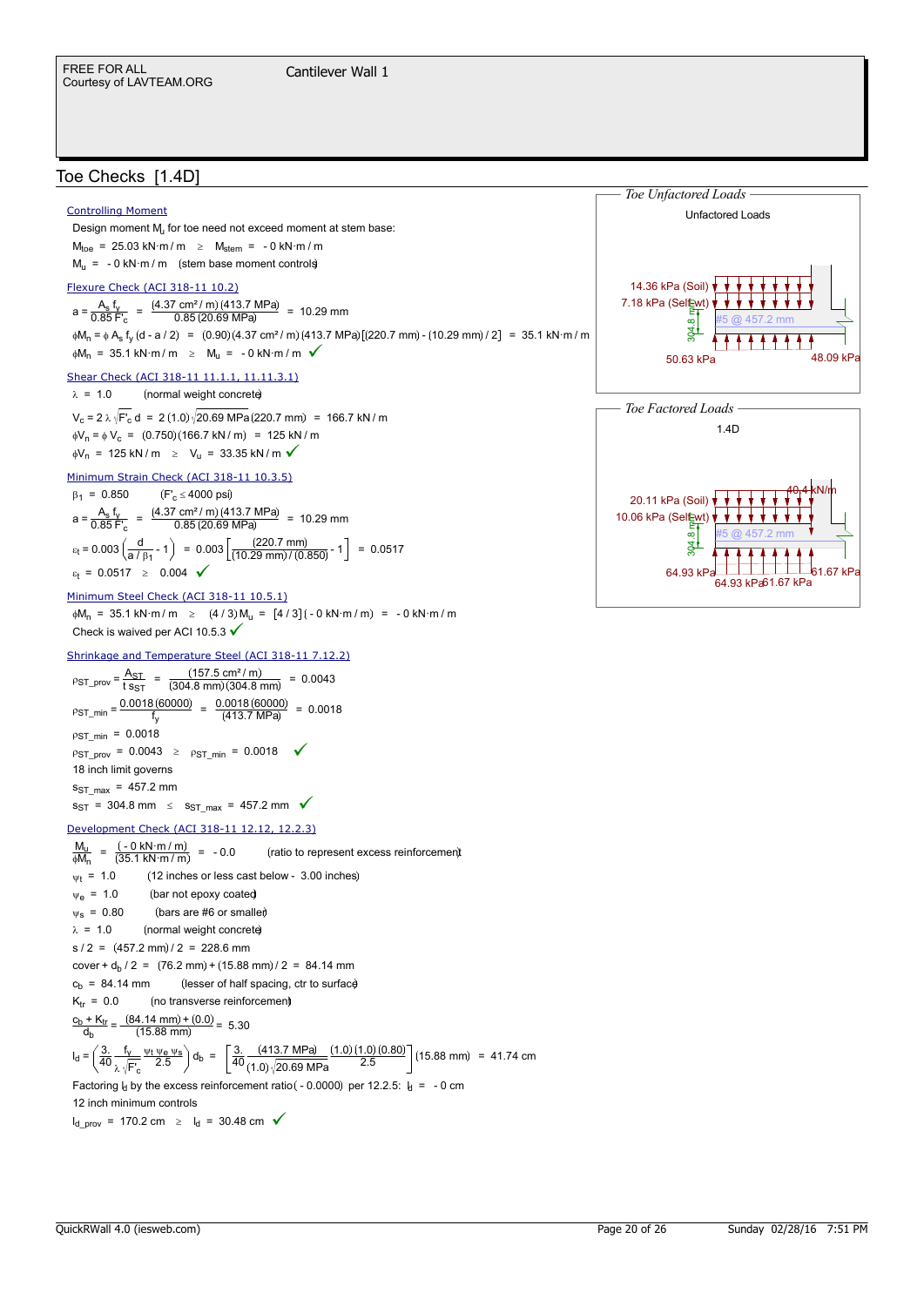## Toe Checks [1.4D]

### Controlling Moment

Design moment $M_u$ for toe need not exceed moment at stem base:

$M_{toe}$ = 25.03 kN·m / m ≥ $M_{stem}$ = - 0 kN·m / m

$M_u$ = - 0 kN·m / m (stem base moment controls)

### Flexure Check (ACI 318-11 10.2)

$$a = \frac{A_s f_y}{0.85 F'_c} = \frac{(4.37\ cm^2/m)(413.7\ MPa)}{0.85\,(20.69\ MPa)} = 10.29\ mm$$

$$\phi M_n = \phi A_s f_y (d - a/2) = (0.90)(4.37\ cm^2/m)(413.7\ MPa)[(220.7\ mm) - (10.29\ mm)/2] = 35.1\ kN{\cdot}m/m$$

$\phi M_n$ = 35.1 kN·m / m ≥ $M_u$ = - 0 kN·m / m ✓

### Shear Check (ACI 318-11 11.1.1, 11.11.3.1)

$\lambda$ = 1.0 (normal weight concrete)

$$V_c = 2\lambda\sqrt{F'_c}\,d = 2\,(1.0)\sqrt{20.69\ MPa}\,(220.7\ mm) = 166.7\ kN/m$$

$\phi V_n = \phi V_c$ = (0.750)(166.7 kN / m) = 125 kN / m

$\phi V_n$ = 125 kN / m ≥ $V_u$ = 33.35 kN / m ✓

### Minimum Strain Check (ACI 318-11 10.3.5)

$\beta_1$ = 0.850 ($F'_c \le 4000$ psi)

$$a = \frac{A_s f_y}{0.85 F'_c} = \frac{(4.37\ cm^2/m)(413.7\ MPa)}{0.85\,(20.69\ MPa)} = 10.29\ mm$$

$$\varepsilon_t = 0.003\left(\frac{d}{a/\beta_1} - 1\right) = 0.003\left[\frac{(220.7\ mm)}{(10.29\ mm)/(0.850)} - 1\right] = 0.0517$$

$\varepsilon_t$ = 0.0517 ≥ 0.004 ✓

### Minimum Steel Check (ACI 318-11 10.5.1)

$\phi M_n$ = 35.1 kN·m / m ≥ (4 / 3) $M_u$ = [4 / 3] ( - 0 kN·m / m) = - 0 kN·m / m

Check is waived per ACI 10.5.3 ✓

### Shrinkage and Temperature Steel (ACI 318-11 7.12.2)

$$\rho_{ST\_prov} = \frac{A_{ST}}{t\,s_{ST}} = \frac{(157.5\ cm^2/m)}{(304.8\ mm)(304.8\ mm)} = 0.0043$$

$$\rho_{ST\_min} = \frac{0.0018\,(60000)}{f_y} = \frac{0.0018\,(60000)}{(413.7\ MPa)} = 0.0018$$

$\rho_{ST\_min}$ = 0.0018

$\rho_{ST\_prov}$ = 0.0043 ≥ $\rho_{ST\_min}$ = 0.0018 ✓

18 inch limit governs

$s_{ST\_max}$ = 457.2 mm

$s_{ST}$ = 304.8 mm ≤ $s_{ST\_max}$ = 457.2 mm ✓

### Development Check (ACI 318-11 12.12, 12.2.3)

$$\frac{M_u}{\phi M_n} = \frac{(-0\ kN{\cdot}m/m)}{(35.1\ kN{\cdot}m/m)} = -0.0 \quad \text{(ratio to represent excess reinforcement)}$$

$\psi_t$ = 1.0 (12 inches or less cast below - 3.00 inches)

$\psi_e$ = 1.0 (bar not epoxy coated)

$\psi_s$ = 0.80 (bars are #6 or smaller)

$\lambda$ = 1.0 (normal weight concrete)

s / 2 = (457.2 mm) / 2 = 228.6 mm

cover + $d_b$ / 2 = (76.2 mm) + (15.88 mm) / 2 = 84.14 mm

$c_b$ = 84.14 mm (lesser of half spacing, ctr to surface)

$K_{tr}$ = 0.0 (no transverse reinforcement)

$$\frac{c_b + K_{tr}}{d_b} = \frac{(84.14\ mm) + (0.0)}{(15.88\ mm)} = 5.30$$

$$l_d = \left(\frac{3}{40}\,\frac{f_y}{\lambda\sqrt{F'_c}}\,\frac{\psi_t\,\psi_e\,\psi_s}{2.5}\right) d_b = \left[\frac{3}{40}\,\frac{(413.7\ MPa)}{(1.0)\sqrt{20.69\ MPa}}\,\frac{(1.0)(1.0)(0.80)}{2.5}\right](15.88\ mm) = 41.74\ cm$$

Factoring $l_d$ by the excess reinforcement ratio ( - 0.0000) per 12.2.5: $l_d$ = - 0 cm

12 inch minimum controls

$l_{d\_prov}$ = 170.2 cm ≥ $l_d$ = 30.48 cm ✓

*Toe Unfactored Loads*

Unfactored Loads

14.36 kPa (Soil)
7.18 kPa (Selfwt)
304.8 mm
#5 @ 457.2 mm
50.63 kPa
48.09 kPa

*Toe Factored Loads*

1.4D

40.4 kN/m
20.11 kPa (Soil)
10.06 kPa (Selfwt)
304.8 mm
#5 @ 457.2 mm
64.93 kPa
64.93 kPa
61.67 kPa
61.67 kPa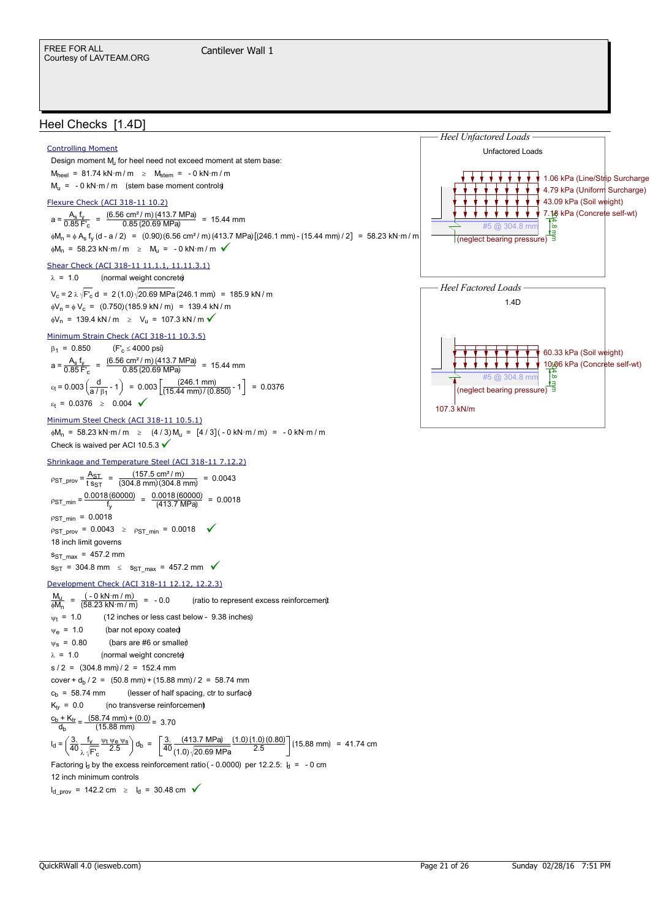## Heel Checks [1.4D]

**Controlling Moment**

Design moment $M_u$ for heel need not exceed moment at stem base:

$M_{heel}$ = 81.74 kN·m / m ≥ $M_{stem}$ = - 0 kN·m / m

$M_u$ = - 0 kN·m / m (stem base moment controls)

**Flexure Check (ACI 318-11 10.2)**

$$a = \frac{A_s f_y}{0.85 F'_c} = \frac{(6.56\ cm^2/m)(413.7\ MPa)}{0.85\,(20.69\ MPa)} = 15.44\ mm$$

$\phi M_n = \phi A_s f_y (d - a/2)$ = (0.90)(6.56 cm² / m)(413.7 MPa)[(246.1 mm) - (15.44 mm) / 2] = 58.23 kN·m / m

$\phi M_n$ = 58.23 kN·m / m ≥ $M_u$ = - 0 kN·m / m ✓

**Shear Check (ACI 318-11 11.1.1, 11.11.3.1)**

$\lambda$ = 1.0 (normal weight concrete)

$V_c = 2\,\lambda\,\sqrt{F'_c}\,d$ = 2 (1.0) $\sqrt{20.69\ MPa}$ (246.1 mm) = 185.9 kN / m

$\phi V_n = \phi V_c$ = (0.750)(185.9 kN / m) = 139.4 kN / m

$\phi V_n$ = 139.4 kN / m ≥ $V_u$ = 107.3 kN / m ✓

**Minimum Strain Check (ACI 318-11 10.3.5)**

$\beta_1$ = 0.850 ($F'_c \le$ 4000 psi)

$$a = \frac{A_s f_y}{0.85 F'_c} = \frac{(6.56\ cm^2/m)(413.7\ MPa)}{0.85\,(20.69\ MPa)} = 15.44\ mm$$

$$\varepsilon_t = 0.003\left(\frac{d}{a/\beta_1} - 1\right) = 0.003\left[\frac{(246.1\ mm)}{(15.44\ mm)/(0.850)} - 1\right] = 0.0376$$

$\varepsilon_t$ = 0.0376 ≥ 0.004 ✓

**Minimum Steel Check (ACI 318-11 10.5.1)**

$\phi M_n$ = 58.23 kN·m / m ≥ (4 / 3) $M_u$ = [4 / 3]( - 0 kN·m / m) = - 0 kN·m / m

Check is waived per ACI 10.5.3 ✓

**Shrinkage and Temperature Steel (ACI 318-11 7.12.2)**

$$\rho_{ST\_prov} = \frac{A_{ST}}{t\ s_{ST}} = \frac{(157.5\ cm^2/m)}{(304.8\ mm)(304.8\ mm)} = 0.0043$$

$$\rho_{ST\_min} = \frac{0.0018\,(60000)}{f_y} = \frac{0.0018\,(60000)}{(413.7\ MPa)} = 0.0018$$

$\rho_{ST\_min}$ = 0.0018

$\rho_{ST\_prov}$ = 0.0043 ≥ $\rho_{ST\_min}$ = 0.0018 ✓

18 inch limit governs

$s_{ST\_max}$ = 457.2 mm

$s_{ST}$ = 304.8 mm ≤ $s_{ST\_max}$ = 457.2 mm ✓

**Development Check (ACI 318-11 12.12, 12.2.3)**

$$\frac{M_u}{\phi M_n} = \frac{(-0\ kN \cdot m/m)}{(58.23\ kN \cdot m/m)} = -0.0$$ (ratio to represent excess reinforcement)

$\psi_t$ = 1.0 (12 inches or less cast below - 9.38 inches)

$\psi_e$ = 1.0 (bar not epoxy coated)

$\psi_s$ = 0.80 (bars are #6 or smaller)

$\lambda$ = 1.0 (normal weight concrete)

s / 2 = (304.8 mm) / 2 = 152.4 mm

cover + $d_b$ / 2 = (50.8 mm) + (15.88 mm) / 2 = 58.74 mm

$c_b$ = 58.74 mm (lesser of half spacing, ctr to surface)

$K_{tr}$ = 0.0 (no transverse reinforcement)

$$\frac{c_b + K_{tr}}{d_b} = \frac{(58.74\ mm) + (0.0)}{(15.88\ mm)} = 3.70$$

$$l_d = \left(\frac{3}{40}\,\frac{f_y}{\lambda\sqrt{F'_c}}\,\frac{\psi_t\,\psi_e\,\psi_s}{2.5}\right) d_b = \left[\frac{3}{40}\,\frac{(413.7\ MPa)}{(1.0)\sqrt{20.69\ MPa}}\,\frac{(1.0)(1.0)(0.80)}{2.5}\right](15.88\ mm) = 41.74\ cm$$

Factoring $l_d$ by the excess reinforcement ratio ( - 0.0000) per 12.2.5: $l_d$ = - 0 cm

12 inch minimum controls

$l_{d\_prov}$ = 142.2 cm ≥ $l_d$ = 30.48 cm ✓

**Heel Unfactored Loads**

Unfactored Loads

1.06 kPa (Line/Strip Surcharge)
4.79 kPa (Uniform Surcharge)
43.09 kPa (Soil weight)
7.18 kPa (Concrete self-wt)
#5 @ 304.8 mm
304.8 mm
(neglect bearing pressure)

**Heel Factored Loads**

1.4D

60.33 kPa (Soil weight)
10.06 kPa (Concrete self-wt)
#5 @ 304.8 mm
304.8 mm
(neglect bearing pressure)
107.3 kN/m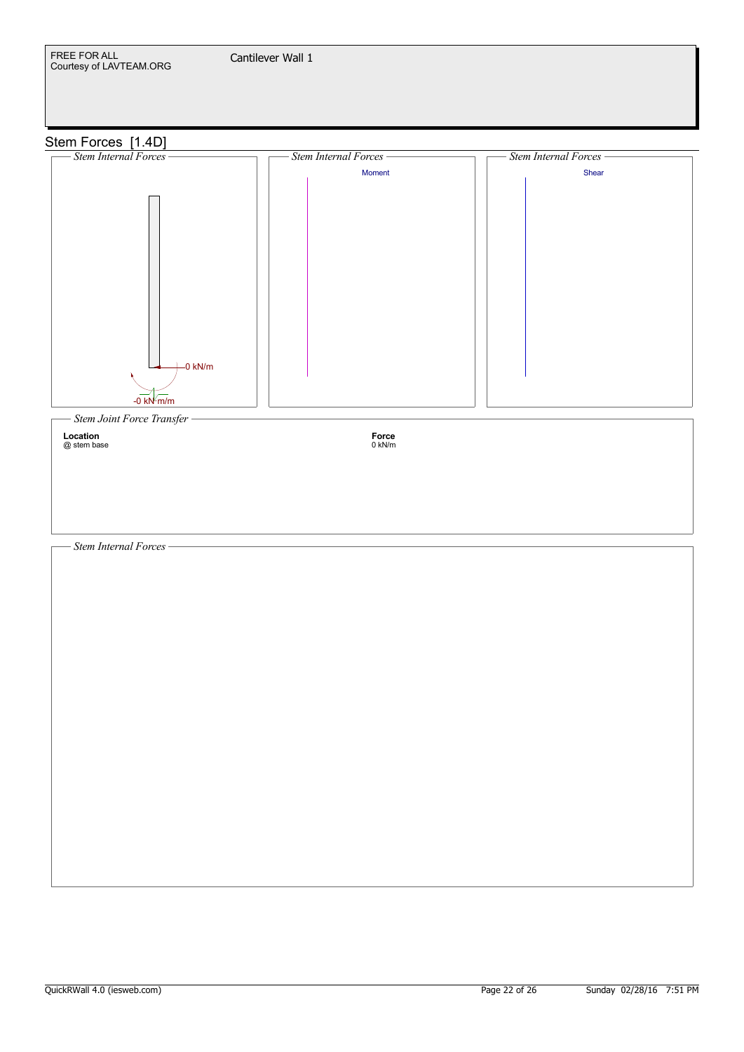FREE FOR ALL
Courtesy of LAVTEAM.ORG

Cantilever Wall 1

## Stem Forces [1.4D]

*Stem Internal Forces*

0 kN/m

-0 kN·m/m

*Stem Internal Forces*

Moment

*Stem Internal Forces*

Shear

*Stem Joint Force Transfer*

| **Location** | **Force** |
| --- | --- |
| @ stem base | 0 kN/m |

*Stem Internal Forces*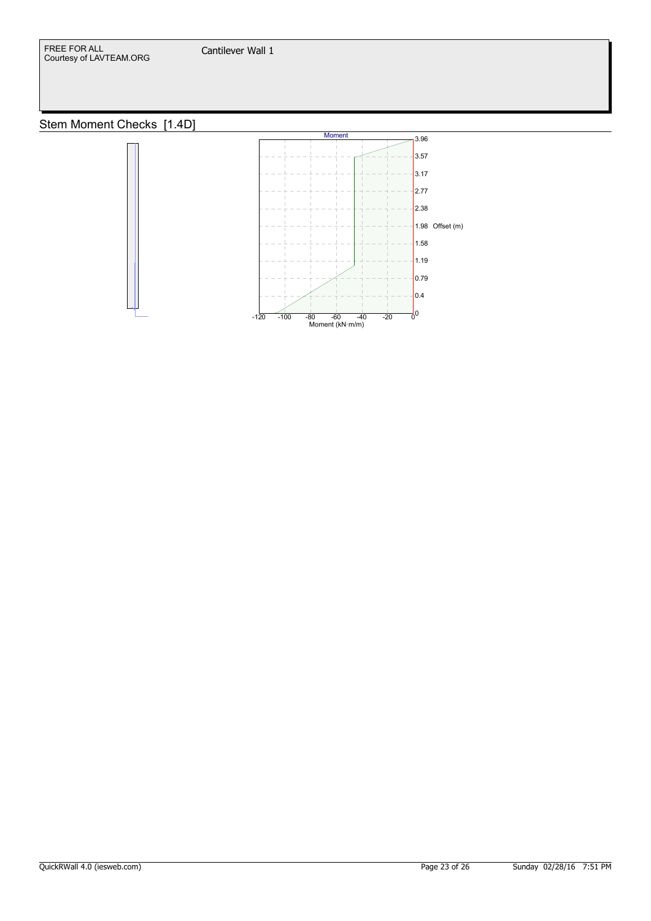## Stem Moment Checks [1.4D]

Moment

Moment (kN·m/m)

Offset (m)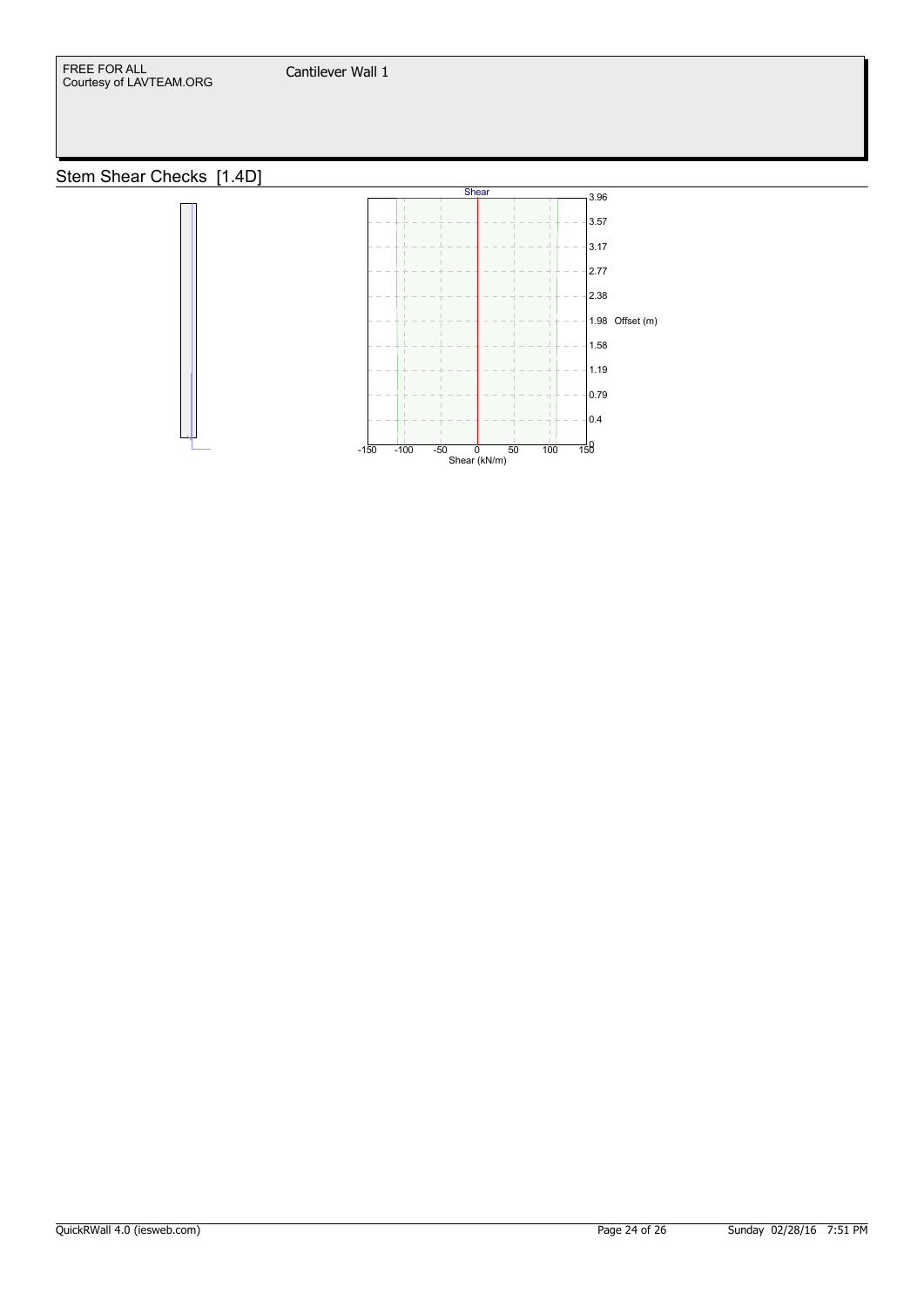## Stem Shear Checks [1.4D]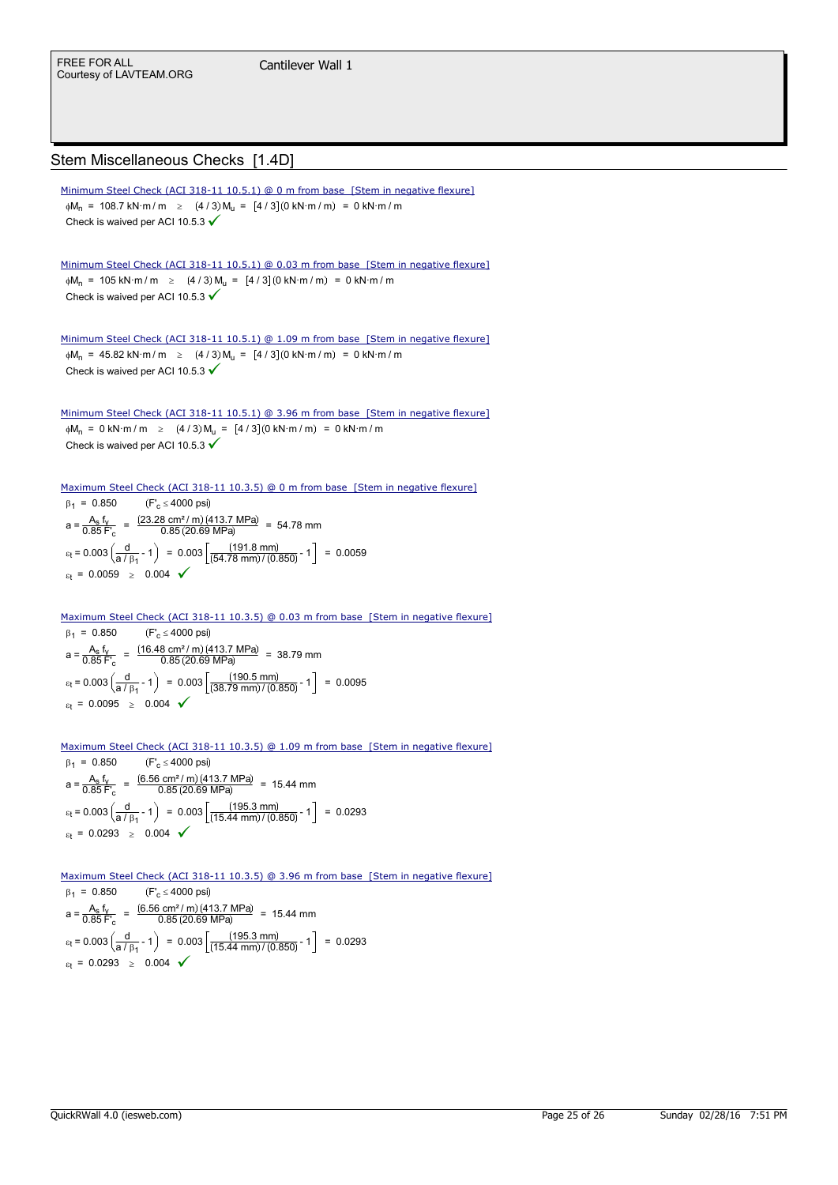## Stem Miscellaneous Checks [1.4D]

Minimum Steel Check (ACI 318-11 10.5.1) @ 0 m from base [Stem in negative flexure]

$\phi M_n = 108.7 \text{ kN·m / m} \geq (4/3) M_u = [4/3](0 \text{ kN·m / m}) = 0 \text{ kN·m / m}$

Check is waived per ACI 10.5.3 ✓

Minimum Steel Check (ACI 318-11 10.5.1) @ 0.03 m from base [Stem in negative flexure]

$\phi M_n = 105 \text{ kN·m / m} \geq (4/3) M_u = [4/3](0 \text{ kN·m / m}) = 0 \text{ kN·m / m}$

Check is waived per ACI 10.5.3 ✓

Minimum Steel Check (ACI 318-11 10.5.1) @ 1.09 m from base [Stem in negative flexure]

$\phi M_n = 45.82 \text{ kN·m / m} \geq (4/3) M_u = [4/3](0 \text{ kN·m / m}) = 0 \text{ kN·m / m}$

Check is waived per ACI 10.5.3 ✓

Minimum Steel Check (ACI 318-11 10.5.1) @ 3.96 m from base [Stem in negative flexure]

$\phi M_n = 0 \text{ kN·m / m} \geq (4/3) M_u = [4/3](0 \text{ kN·m / m}) = 0 \text{ kN·m / m}$

Check is waived per ACI 10.5.3 ✓

Maximum Steel Check (ACI 318-11 10.3.5) @ 0 m from base [Stem in negative flexure]

$\beta_1 = 0.850 \quad (F'_c \leq 4000 \text{ psi})$

$a = \frac{A_s f_y}{0.85 F'_c} = \frac{(23.28 \text{ cm}^2/\text{m})(413.7 \text{ MPa})}{0.85(20.69 \text{ MPa})} = 54.78 \text{ mm}$

$\varepsilon_t = 0.003\left(\frac{d}{a/\beta_1} - 1\right) = 0.003\left[\frac{(191.8 \text{ mm})}{(54.78 \text{ mm})/(0.850)} - 1\right] = 0.0059$

$\varepsilon_t = 0.0059 \geq 0.004$ ✓

Maximum Steel Check (ACI 318-11 10.3.5) @ 0.03 m from base [Stem in negative flexure]

$\beta_1 = 0.850 \quad (F'_c \leq 4000 \text{ psi})$

$a = \frac{A_s f_y}{0.85 F'_c} = \frac{(16.48 \text{ cm}^2/\text{m})(413.7 \text{ MPa})}{0.85(20.69 \text{ MPa})} = 38.79 \text{ mm}$

$\varepsilon_t = 0.003\left(\frac{d}{a/\beta_1} - 1\right) = 0.003\left[\frac{(190.5 \text{ mm})}{(38.79 \text{ mm})/(0.850)} - 1\right] = 0.0095$

$\varepsilon_t = 0.0095 \geq 0.004$ ✓

Maximum Steel Check (ACI 318-11 10.3.5) @ 1.09 m from base [Stem in negative flexure]

$\beta_1 = 0.850 \quad (F'_c \leq 4000 \text{ psi})$

$a = \frac{A_s f_y}{0.85 F'_c} = \frac{(6.56 \text{ cm}^2/\text{m})(413.7 \text{ MPa})}{0.85(20.69 \text{ MPa})} = 15.44 \text{ mm}$

$\varepsilon_t = 0.003\left(\frac{d}{a/\beta_1} - 1\right) = 0.003\left[\frac{(195.3 \text{ mm})}{(15.44 \text{ mm})/(0.850)} - 1\right] = 0.0293$

$\varepsilon_t = 0.0293 \geq 0.004$ ✓

Maximum Steel Check (ACI 318-11 10.3.5) @ 3.96 m from base [Stem in negative flexure]

$\beta_1 = 0.850 \quad (F'_c \leq 4000 \text{ psi})$

$a = \frac{A_s f_y}{0.85 F'_c} = \frac{(6.56 \text{ cm}^2/\text{m})(413.7 \text{ MPa})}{0.85(20.69 \text{ MPa})} = 15.44 \text{ mm}$

$\varepsilon_t = 0.003\left(\frac{d}{a/\beta_1} - 1\right) = 0.003\left[\frac{(195.3 \text{ mm})}{(15.44 \text{ mm})/(0.850)} - 1\right] = 0.0293$

$\varepsilon_t = 0.0293 \geq 0.004$ ✓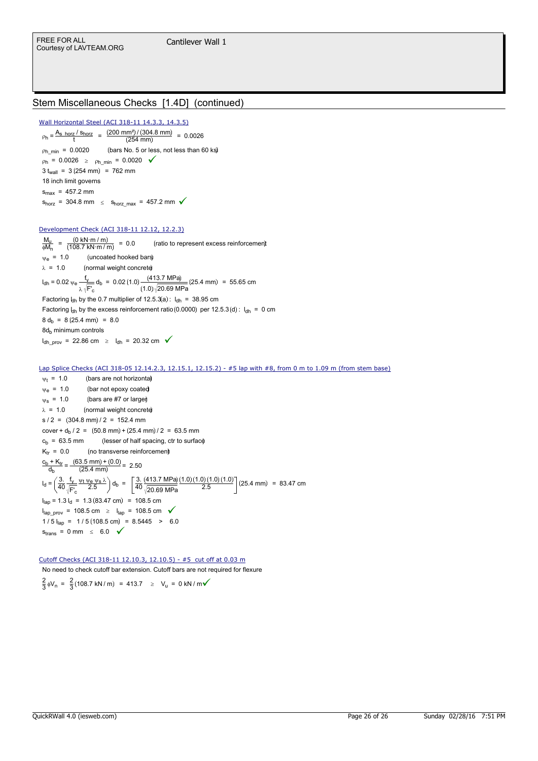## Stem Miscellaneous Checks [1.4D] (continued)

Wall Horizontal Steel (ACI 318-11 14.3.3, 14.3.5)

$\rho_h = \frac{A_{s\_horz} / s_{horz}}{t} = \frac{(200\ mm^2) / (304.8\ mm)}{(254\ mm)} = 0.0026$

$\rho_{h\_min} = 0.0020$ (bars No. 5 or less, not less than 60 ksi)

$\rho_h = 0.0026 \geq \rho_{h\_min} = 0.0020$ ✓

$3\ t_{wall} = 3\ (254\ mm) = 762\ mm$

18 inch limit governs

$s_{max} = 457.2\ mm$

$s_{horz} = 304.8\ mm \leq s_{horz\_max} = 457.2\ mm$ ✓

Development Check (ACI 318-11 12.12, 12.2.3)

$\frac{M_u}{\phi M_n} = \frac{(0\ kN{\cdot}m / m)}{(108.7\ kN{\cdot}m / m)} = 0.0$ (ratio to represent excess reinforcement)

$\psi_e = 1.0$ (uncoated hooked bars)

$\lambda = 1.0$ (normal weight concrete)

$l_{dh} = 0.02\ \psi_e \frac{f_y}{\lambda \sqrt{F'_c}} d_b = 0.02\ (1.0) \frac{(413.7\ MPa)}{(1.0) \sqrt{20.69\ MPa}} (25.4\ mm) = 55.65\ cm$

Factoring $l_{dh}$ by the 0.7 multiplier of 12.5.3(a) : $l_{dh} = 38.95\ cm$

Factoring $l_{dh}$ by the excess reinforcement ratio (0.0000) per 12.5.3(d) : $l_{dh} = 0\ cm$

$8\ d_b = 8\ (25.4\ mm) = 8.0$

$8d_b$ minimum controls

$l_{dh\_prov} = 22.86\ cm \geq l_{dh} = 20.32\ cm$ ✓

Lap Splice Checks (ACI 318-05 12.14.2.3, 12.15.1, 12.15.2) - #5 lap with #8, from 0 m to 1.09 m (from stem base)

$\psi_t = 1.0$ (bars are not horizontal)

$\psi_e = 1.0$ (bar not epoxy coated)

$\psi_s = 1.0$ (bars are #7 or larger)

$\lambda = 1.0$ (normal weight concrete)

$s / 2 = (304.8\ mm) / 2 = 152.4\ mm$

$cover + d_b / 2 = (50.8\ mm) + (25.4\ mm) / 2 = 63.5\ mm$

$c_b = 63.5\ mm$ (lesser of half spacing, ctr to surface)

$K_{tr} = 0.0$ (no transverse reinforcement)

$\frac{c_b + K_{tr}}{d_b} = \frac{(63.5\ mm) + (0.0)}{(25.4\ mm)} = 2.50$

$l_d = \left( \frac{3.}{40} \frac{f_y}{\sqrt{F'_c}} \frac{\psi_t\ \psi_e\ \psi_s\ \lambda}{2.5} \right) d_b = \left[ \frac{3.}{40} \frac{(413.7\ MPa)}{\sqrt{20.69\ MPa}} \frac{(1.0)\ (1.0)\ (1.0)\ (1.0)}{2.5} \right] (25.4\ mm) = 83.47\ cm$

$l_{lap} = 1.3\ l_d = 1.3\ (83.47\ cm) = 108.5\ cm$

$l_{lap\_prov} = 108.5\ cm \geq l_{lap} = 108.5\ cm$ ✓

$1 / 5\ l_{lap} = 1 / 5\ (108.5\ cm) = 8.5445 > 6.0$

$s_{trans} = 0\ mm \leq 6.0$ ✓

Cutoff Checks (ACI 318-11 12.10.3, 12.10.5) - #5 cut off at 0.03 m

No need to check cutoff bar extension. Cutoff bars are not required for flexure

$\frac{2}{3} \phi V_n = \frac{2}{3} (108.7\ kN / m) = 413.7 \geq V_u = 0\ kN / m$ ✓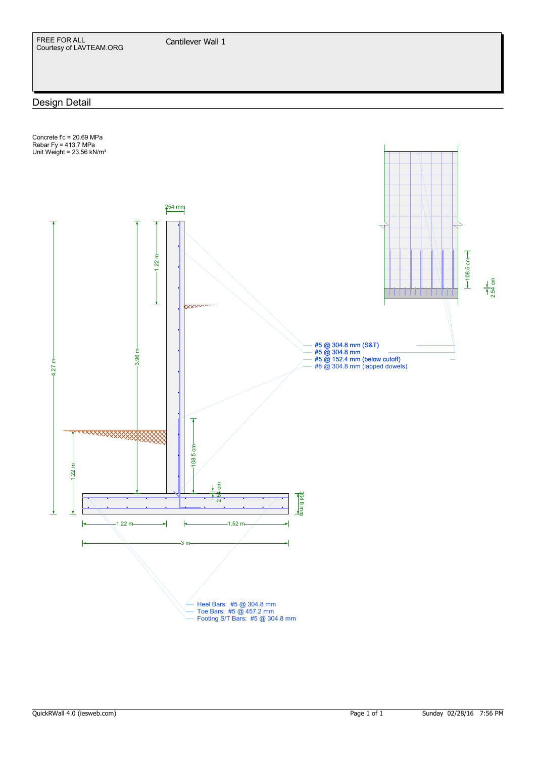FREE FOR ALL
Courtesy of LAVTEAM.ORG

Cantilever Wall 1

## Design Detail

Concrete f'c = 20.69 MPa
Rebar Fy = 413.7 MPa
Unit Weight = 23.56 kN/m³

254 mm

1.22 m

3.96 m

4.27 m

108.5 cm

2.54 cm

304.8 mm

1.22 m

1.22 m

1.52 m

3 m

108.5 cm

2.54 cm

#5 @ 304.8 mm (S&T)
#5 @ 304.8 mm
#5 @ 152.4 mm (below cutoff)
#8 @ 304.8 mm (lapped dowels)

Heel Bars: #5 @ 304.8 mm
Toe Bars: #5 @ 457.2 mm
Footing S/T Bars: #5 @ 304.8 mm

QuickRWall 4.0 (iesweb.com)

Sunday 02/28/16 7:56 PM